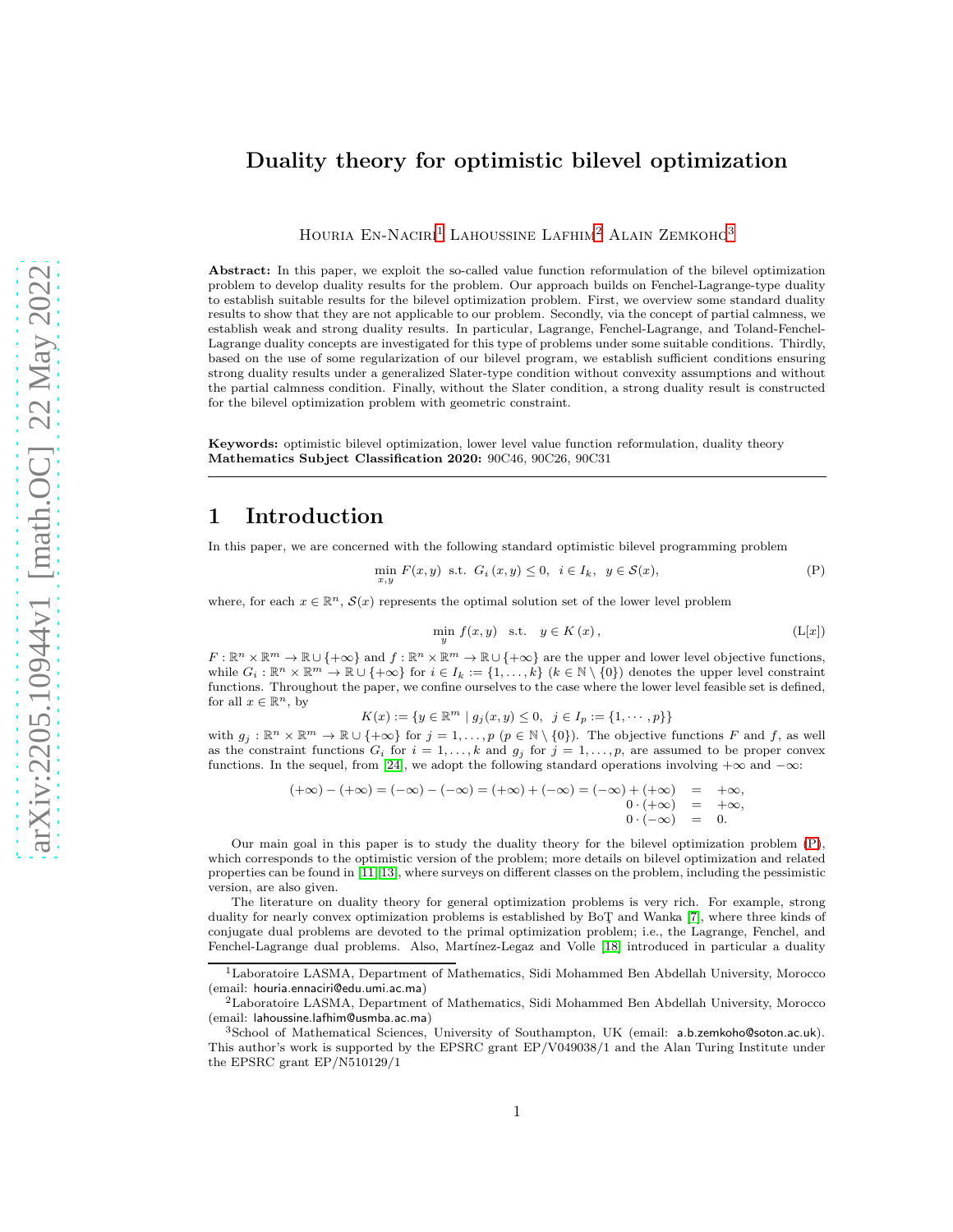# Duality theory for optimistic bilevel optimization

Houria En-Naciri[1] Lahoussine Lafhim[2] Alain Zemkoho[3]

**Abstract:** In this paper, we exploit the so-called value function reformulation of the bilevel optimization problem to develop duality results for the problem. Our approach builds on Fenchel-Lagrange-type duality to establish suitable results for the bilevel optimization problem. First, we overview some standard duality results to show that they are not applicable to our problem. Secondly, via the concept of partial calmness, we establish weak and strong duality results. In particular, Lagrange, Fenchel-Lagrange, and Toland-Fenchel-Lagrange duality concepts are investigated for this type of problems under some suitable conditions. Thirdly, based on the use of some regularization of our bilevel program, we establish sufficient conditions ensuring strong duality results under a generalized Slater-type condition without convexity assumptions and without the partial calmness condition. Finally, without the Slater condition, a strong duality result is constructed for the bilevel optimization problem with geometric constraint.

**Keywords:** optimistic bilevel optimization, lower level value function reformulation, duality theory
**Mathematics Subject Classification 2020:** 90C46, 90C26, 90C31

## 1 Introduction

In this paper, we are concerned with the following standard optimistic bilevel programming problem

$$\min_{x,y} F(x,y) \text{ s.t. } G_i(x,y) \leq 0, \ \ i \in I_k, \ \ y \in \mathcal{S}(x), \tag{P}$$

where, for each $x \in \mathbb{R}^n$, $\mathcal{S}(x)$ represents the optimal solution set of the lower level problem

$$\min_{y} f(x,y) \quad \text{s.t.} \quad y \in K(x), \tag{L[x]}$$

$F : \mathbb{R}^n \times \mathbb{R}^m \to \mathbb{R} \cup \{+\infty\}$ and $f : \mathbb{R}^n \times \mathbb{R}^m \to \mathbb{R} \cup \{+\infty\}$ are the upper and lower level objective functions, while $G_i : \mathbb{R}^n \times \mathbb{R}^m \to \mathbb{R} \cup \{+\infty\}$ for $i \in I_k := \{1, \dots, k\}$ ($k \in \mathbb{N} \setminus \{0\}$) denotes the upper level constraint functions. Throughout the paper, we confine ourselves to the case where the lower level feasible set is defined, for all $x \in \mathbb{R}^n$, by

$$K(x) := \{y \in \mathbb{R}^m \mid g_j(x,y) \leq 0, \ \ j \in I_p := \{1, \cdots, p\}\}$$

with $g_j : \mathbb{R}^n \times \mathbb{R}^m \to \mathbb{R} \cup \{+\infty\}$ for $j = 1, \dots, p$ ($p \in \mathbb{N} \setminus \{0\}$). The objective functions $F$ and $f$, as well as the constraint functions $G_i$ for $i = 1, \dots, k$ and $g_j$ for $j = 1, \dots, p$, are assumed to be proper convex functions. In the sequel, from [24], we adopt the following standard operations involving $+\infty$ and $-\infty$:

$$\begin{aligned} (+\infty) - (+\infty) = (-\infty) - (-\infty) = (+\infty) + (-\infty) = (-\infty) + (+\infty) &= +\infty, \\ 0 \cdot (+\infty) &= +\infty, \\ 0 \cdot (-\infty) &= 0. \end{aligned}$$

Our main goal in this paper is to study the duality theory for the bilevel optimization problem (P), which corresponds to the optimistic version of the problem; more details on bilevel optimization and related properties can be found in [11, 13], where surveys on different classes on the problem, including the pessimistic version, are also given.

The literature on duality theory for general optimization problems is very rich. For example, strong duality for nearly convex optimization problems is established by Boţ and Wanka [7], where three kinds of conjugate dual problems are devoted to the primal optimization problem; i.e., the Lagrange, Fenchel, and Fenchel-Lagrange dual problems. Also, Martínez-Legaz and Volle [18] introduced in particular a duality

[1] Laboratoire LASMA, Department of Mathematics, Sidi Mohammed Ben Abdellah University, Morocco (email: houria.ennaciri@edu.umi.ac.ma)

[2] Laboratoire LASMA, Department of Mathematics, Sidi Mohammed Ben Abdellah University, Morocco (email: lahoussine.lafhim@usmba.ac.ma)

[3] School of Mathematical Sciences, University of Southampton, UK (email: a.b.zemkoho@soton.ac.uk). This author's work is supported by the EPSRC grant EP/V049038/1 and the Alan Turing Institute under the EPSRC grant EP/N510129/1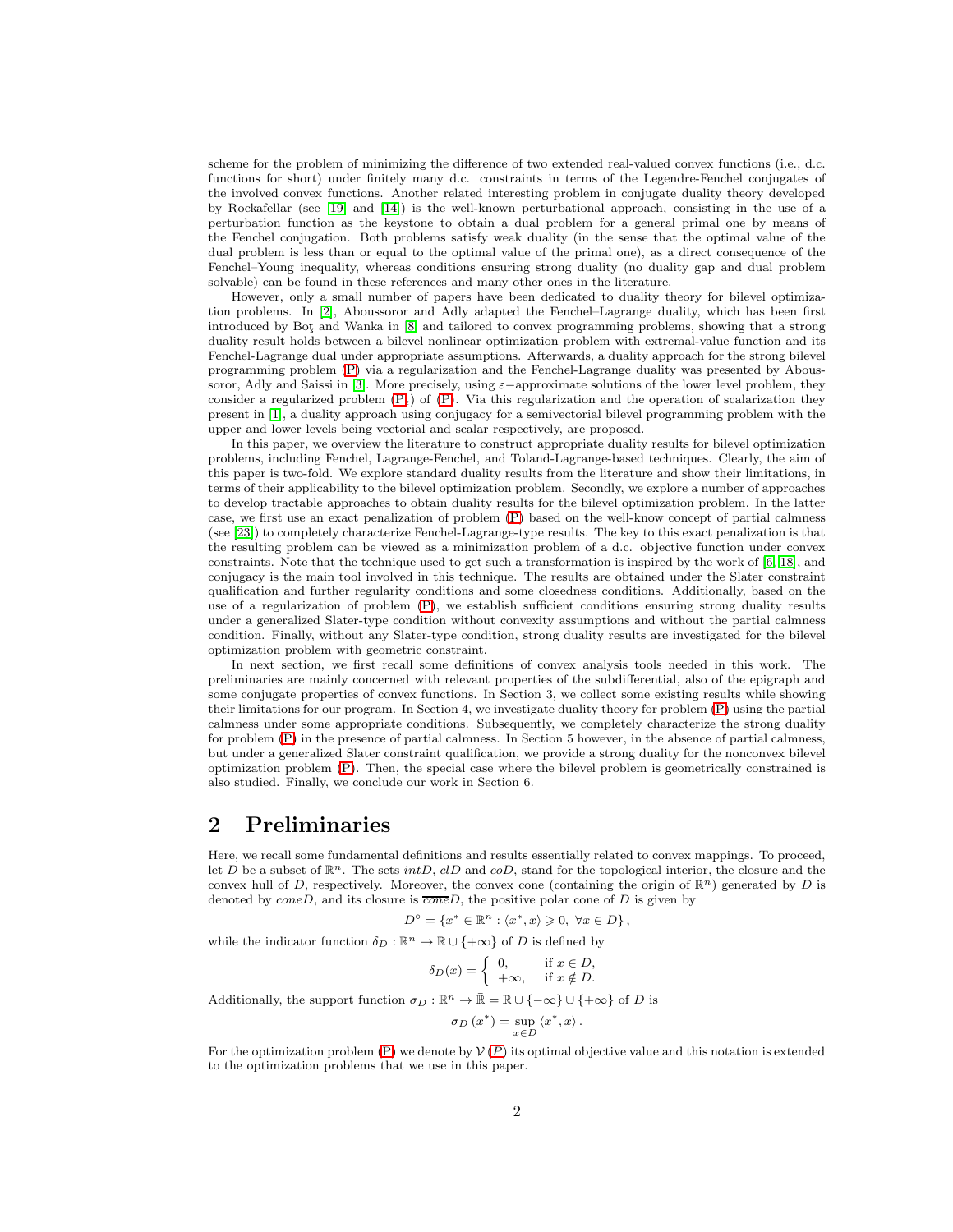scheme for the problem of minimizing the difference of two extended real-valued convex functions (i.e., d.c. functions for short) under finitely many d.c. constraints in terms of the Legendre-Fenchel conjugates of the involved convex functions. Another related interesting problem in conjugate duality theory developed by Rockafellar (see [19] and [14]) is the well-known perturbational approach, consisting in the use of a perturbation function as the keystone to obtain a dual problem for a general primal one by means of the Fenchel conjugation. Both problems satisfy weak duality (in the sense that the optimal value of the dual problem is less than or equal to the optimal value of the primal one), as a direct consequence of the Fenchel–Young inequality, whereas conditions ensuring strong duality (no duality gap and dual problem solvable) can be found in these references and many other ones in the literature.

However, only a small number of papers have been dedicated to duality theory for bilevel optimization problems. In [2], Aboussoror and Adly adapted the Fenchel–Lagrange duality, which has been first introduced by Boţ and Wanka in [8] and tailored to convex programming problems, showing that a strong duality result holds between a bilevel nonlinear optimization problem with extremal-value function and its Fenchel-Lagrange dual under appropriate assumptions. Afterwards, a duality approach for the strong bilevel programming problem (P) via a regularization and the Fenchel-Lagrange duality was presented by Aboussoror, Adly and Saissi in [3]. More precisely, using $\varepsilon$−approximate solutions of the lower level problem, they consider a regularized problem ($P_\varepsilon$) of (P). Via this regularization and the operation of scalarization they present in [1], a duality approach using conjugacy for a semivectorial bilevel programming problem with the upper and lower levels being vectorial and scalar respectively, are proposed.

In this paper, we overview the literature to construct appropriate duality results for bilevel optimization problems, including Fenchel, Lagrange-Fenchel, and Toland-Lagrange-based techniques. Clearly, the aim of this paper is two-fold. We explore standard duality results from the literature and show their limitations, in terms of their applicability to the bilevel optimization problem. Secondly, we explore a number of approaches to develop tractable approaches to obtain duality results for the bilevel optimization problem. In the latter case, we first use an exact penalization of problem (P) based on the well-know concept of partial calmness (see [23]) to completely characterize Fenchel-Lagrange-type results. The key to this exact penalization is that the resulting problem can be viewed as a minimization problem of a d.c. objective function under convex constraints. Note that the technique used to get such a transformation is inspired by the work of [6, 18], and conjugacy is the main tool involved in this technique. The results are obtained under the Slater constraint qualification and further regularity conditions and some closedness conditions. Additionally, based on the use of a regularization of problem (P), we establish sufficient conditions ensuring strong duality results under a generalized Slater-type condition without convexity assumptions and without the partial calmness condition. Finally, without any Slater-type condition, strong duality results are investigated for the bilevel optimization problem with geometric constraint.

In next section, we first recall some definitions of convex analysis tools needed in this work. The preliminaries are mainly concerned with relevant properties of the subdifferential, also of the epigraph and some conjugate properties of convex functions. In Section 3, we collect some existing results while showing their limitations for our program. In Section 4, we investigate duality theory for problem (P) using the partial calmness under some appropriate conditions. Subsequently, we completely characterize the strong duality for problem (P) in the presence of partial calmness. In Section 5 however, in the absence of partial calmness, but under a generalized Slater constraint qualification, we provide a strong duality for the nonconvex bilevel optimization problem (P). Then, the special case where the bilevel problem is geometrically constrained is also studied. Finally, we conclude our work in Section 6.

# 2 Preliminaries

Here, we recall some fundamental definitions and results essentially related to convex mappings. To proceed, let $D$ be a subset of $\mathbb{R}^n$. The sets $intD$, $clD$ and $coD$, stand for the topological interior, the closure and the convex hull of $D$, respectively. Moreover, the convex cone (containing the origin of $\mathbb{R}^n$) generated by $D$ is denoted by $coneD$, and its closure is $\overline{cone}D$, the positive polar cone of $D$ is given by

$$D^\circ = \{x^* \in \mathbb{R}^n : \langle x^*, x\rangle \geqslant 0, \ \forall x \in D\},$$

while the indicator function $\delta_D : \mathbb{R}^n \to \mathbb{R} \cup \{+\infty\}$ of $D$ is defined by

$$\delta_D(x) = \begin{cases} 0, & \text{if } x \in D, \\ +\infty, & \text{if } x \notin D. \end{cases}$$

Additionally, the support function $\sigma_D : \mathbb{R}^n \to \bar{\mathbb{R}} = \mathbb{R} \cup \{-\infty\} \cup \{+\infty\}$ of $D$ is

$$\sigma_D(x^*) = \sup_{x\in D} \langle x^*, x\rangle.$$

For the optimization problem (P) we denote by $\mathcal{V}(P)$ its optimal objective value and this notation is extended to the optimization problems that we use in this paper.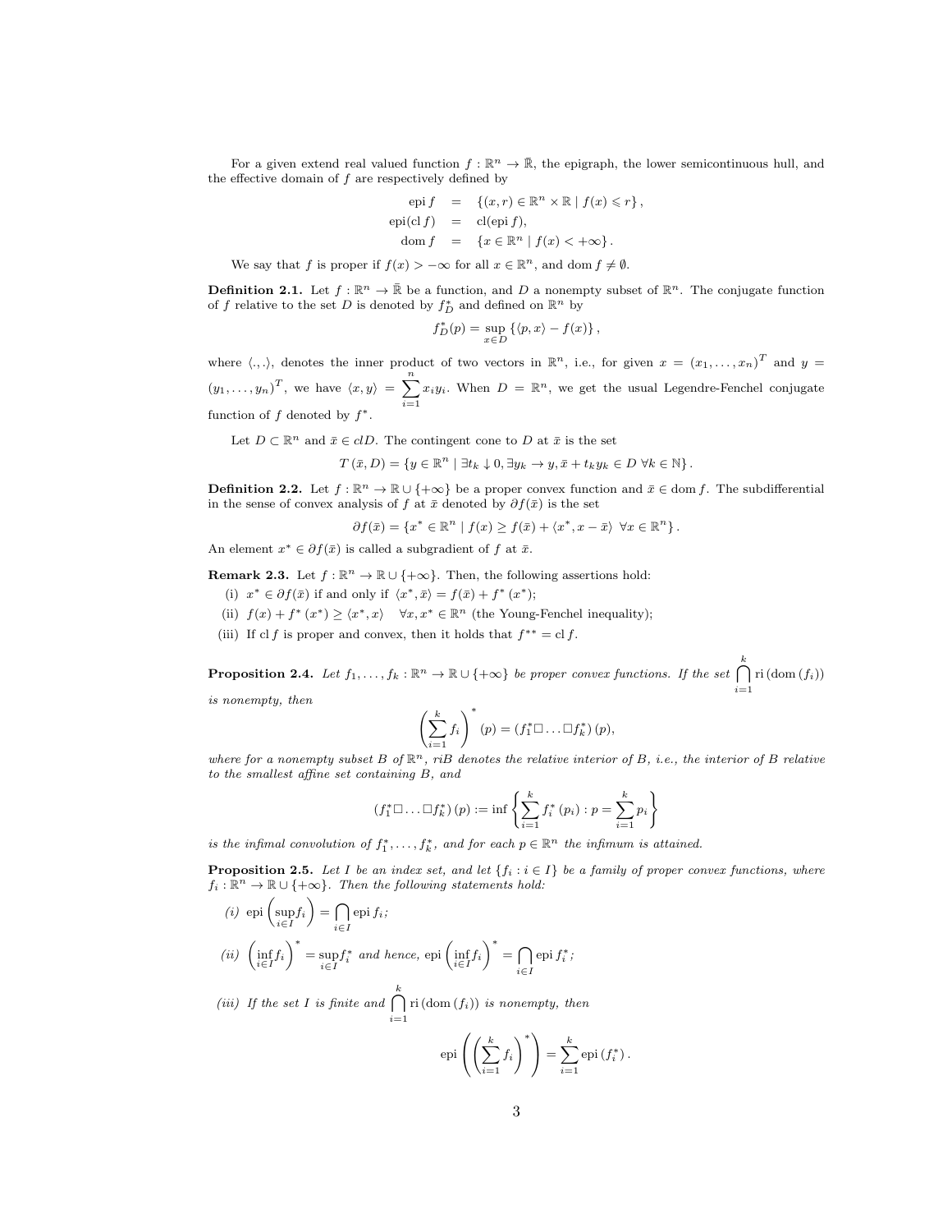For a given extend real valued function $f : \mathbb{R}^n \to \bar{\mathbb{R}}$, the epigraph, the lower semicontinuous hull, and the effective domain of $f$ are respectively defined by

$$\begin{aligned}
\operatorname{epi} f &= \{(x, r) \in \mathbb{R}^n \times \mathbb{R} \mid f(x) \leqslant r\}, \\
\operatorname{epi}(\operatorname{cl} f) &= \operatorname{cl}(\operatorname{epi} f), \\
\operatorname{dom} f &= \{x \in \mathbb{R}^n \mid f(x) < +\infty\}.
\end{aligned}$$

We say that $f$ is proper if $f(x) > -\infty$ for all $x \in \mathbb{R}^n$, and $\operatorname{dom} f \neq \emptyset$.

**Definition 2.1.** Let $f : \mathbb{R}^n \to \bar{\mathbb{R}}$ be a function, and $D$ a nonempty subset of $\mathbb{R}^n$. The conjugate function of $f$ relative to the set $D$ is denoted by $f_D^*$ and defined on $\mathbb{R}^n$ by

$$f_D^*(p) = \sup_{x \in D} \{\langle p, x\rangle - f(x)\},$$

where $\langle ., . \rangle$, denotes the inner product of two vectors in $\mathbb{R}^n$, i.e., for given $x = (x_1, \ldots, x_n)^T$ and $y = (y_1, \ldots, y_n)^T$, we have $\langle x, y\rangle = \sum_{i=1}^{n} x_i y_i$. When $D = \mathbb{R}^n$, we get the usual Legendre-Fenchel conjugate function of $f$ denoted by $f^*$.

Let $D \subset \mathbb{R}^n$ and $\bar{x} \in clD$. The contingent cone to $D$ at $\bar{x}$ is the set

$$T(\bar{x}, D) = \{y \in \mathbb{R}^n \mid \exists t_k \downarrow 0, \exists y_k \to y, \bar{x} + t_k y_k \in D \ \forall k \in \mathbb{N}\}.$$

**Definition 2.2.** Let $f : \mathbb{R}^n \to \mathbb{R} \cup \{+\infty\}$ be a proper convex function and $\bar{x} \in \operatorname{dom} f$. The subdifferential in the sense of convex analysis of $f$ at $\bar{x}$ denoted by $\partial f(\bar{x})$ is the set

$$\partial f(\bar{x}) = \{x^* \in \mathbb{R}^n \mid f(x) \geq f(\bar{x}) + \langle x^*, x - \bar{x}\rangle \ \ \forall x \in \mathbb{R}^n\}.$$

An element $x^* \in \partial f(\bar{x})$ is called a subgradient of $f$ at $\bar{x}$.

**Remark 2.3.** Let $f : \mathbb{R}^n \to \mathbb{R} \cup \{+\infty\}$. Then, the following assertions hold:

(i) $x^* \in \partial f(\bar{x})$ if and only if $\langle x^*, \bar{x}\rangle = f(\bar{x}) + f^*(x^*)$;

(ii) $f(x) + f^*(x^*) \geq \langle x^*, x\rangle \quad \forall x, x^* \in \mathbb{R}^n$ (the Young-Fenchel inequality);

(iii) If $\operatorname{cl} f$ is proper and convex, then it holds that $f^{**} = \operatorname{cl} f$.

**Proposition 2.4.** *Let $f_1, \ldots, f_k : \mathbb{R}^n \to \mathbb{R} \cup \{+\infty\}$ be proper convex functions. If the set $\bigcap_{i=1}^{k} \operatorname{ri}(\operatorname{dom}(f_i))$ is nonempty, then*

$$\left(\sum_{i=1}^{k} f_i\right)^*(p) = (f_1^* \square \ldots \square f_k^*)(p),$$

*where for a nonempty subset $B$ of $\mathbb{R}^n$, $riB$ denotes the relative interior of $B$, i.e., the interior of $B$ relative to the smallest affine set containing $B$, and*

$$(f_1^* \square \ldots \square f_k^*)(p) := \inf \left\{\sum_{i=1}^{k} f_i^*(p_i) : p = \sum_{i=1}^{k} p_i\right\}$$

*is the infimal convolution of $f_1^*, \ldots, f_k^*$, and for each $p \in \mathbb{R}^n$ the infimum is attained.*

**Proposition 2.5.** *Let $I$ be an index set, and let $\{f_i : i \in I\}$ be a family of proper convex functions, where $f_i : \mathbb{R}^n \to \mathbb{R} \cup \{+\infty\}$. Then the following statements hold:*

*(i)* $\operatorname{epi}\left(\sup_{i \in I} f_i\right) = \bigcap_{i \in I} \operatorname{epi} f_i$;

*(ii)* $\left(\inf_{i \in I} f_i\right)^* = \sup_{i \in I} f_i^*$ *and hence,* $\operatorname{epi}\left(\inf_{i \in I} f_i\right)^* = \bigcap_{i \in I} \operatorname{epi} f_i^*$;

*(iii) If the set $I$ is finite and $\bigcap_{i=1}^{k} \operatorname{ri}(\operatorname{dom}(f_i))$ is nonempty, then*

$$\operatorname{epi}\left(\left(\sum_{i=1}^{k} f_i\right)^*\right) = \sum_{i=1}^{k} \operatorname{epi}(f_i^*).$$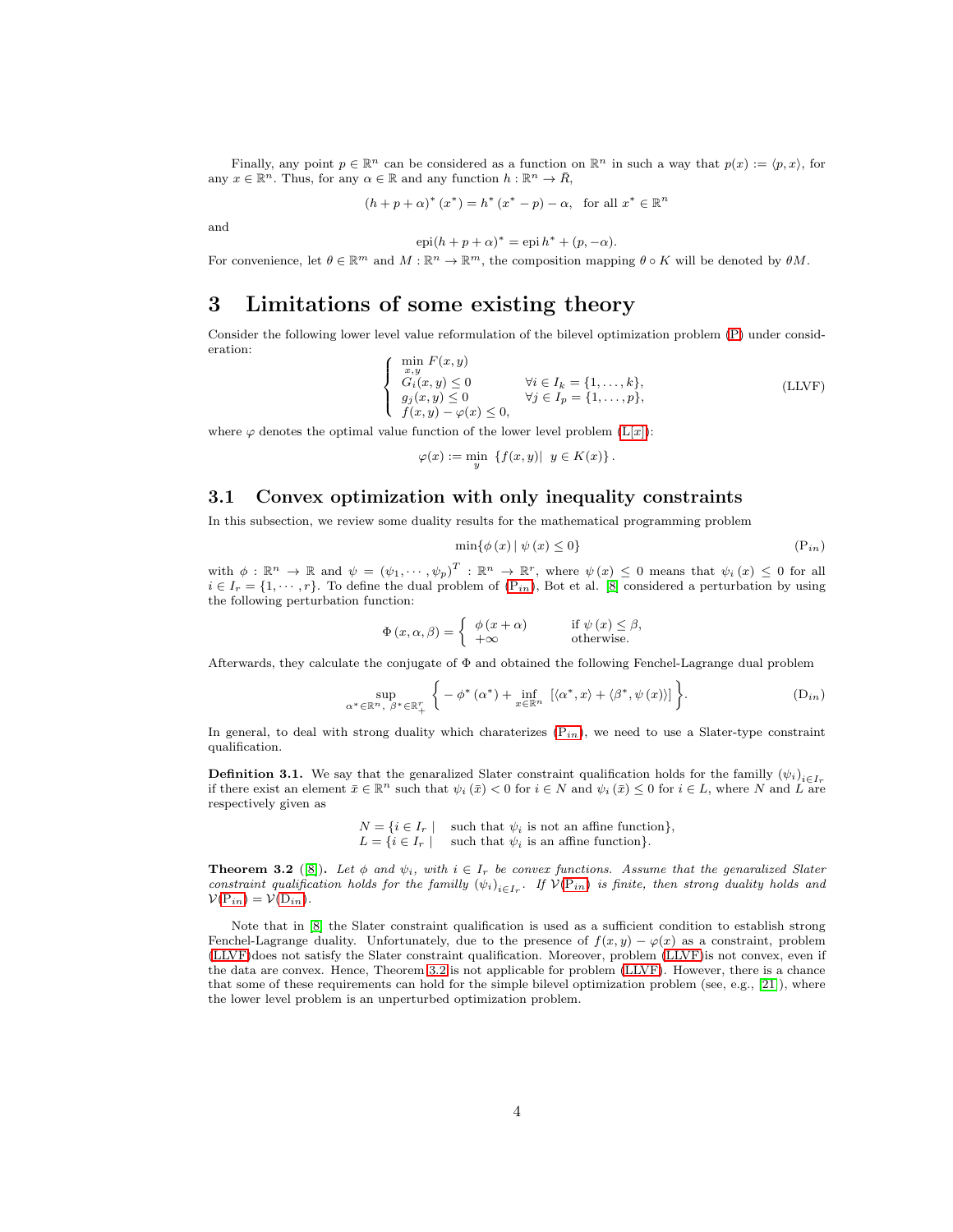Finally, any point $p \in \mathbb{R}^n$ can be considered as a function on $\mathbb{R}^n$ in such a way that $p(x) := \langle p, x \rangle$, for any $x \in \mathbb{R}^n$. Thus, for any $\alpha \in \mathbb{R}$ and any function $h : \mathbb{R}^n \to \bar{\mathbb{R}}$,

$$(h + p + \alpha)^* (x^*) = h^* (x^* - p) - \alpha, \quad \text{for all } x^* \in \mathbb{R}^n$$

and

$$\operatorname{epi}(h + p + \alpha)^* = \operatorname{epi} h^* + (p, -\alpha).$$

For convenience, let $\theta \in \mathbb{R}^m$ and $M : \mathbb{R}^n \to \mathbb{R}^m$, the composition mapping $\theta \circ K$ will be denoted by $\theta M$.

# 3 Limitations of some existing theory

Consider the following lower level value reformulation of the bilevel optimization problem (P) under consideration:

$$\left\{ \begin{array}{lll} \min\limits_{x,y} F(x,y) & & \\ G_i(x,y) \leq 0 & \forall i \in I_k = \{1, \dots, k\}, & \\ g_j(x,y) \leq 0 & \forall j \in I_p = \{1, \dots, p\}, & \\ f(x,y) - \varphi(x) \leq 0, & & \end{array} \right. \tag{LLVF}$$

where $\varphi$ denotes the optimal value function of the lower level problem (L[$x$]):

$$\varphi(x) := \min_y \; \{f(x,y) | \; y \in K(x)\}.$$

## 3.1 Convex optimization with only inequality constraints

In this subsection, we review some duality results for the mathematical programming problem

$$\min\{\phi\,(x) \,|\, \psi\,(x) \leq 0\} \tag{$\mathrm{P}_{in}$}$$

with $\phi : \mathbb{R}^n \to \mathbb{R}$ and $\psi = (\psi_1, \cdots, \psi_p)^T : \mathbb{R}^n \to \mathbb{R}^r$, where $\psi\,(x) \leq 0$ means that $\psi_i\,(x) \leq 0$ for all $i \in I_r = \{1, \cdots, r\}$. To define the dual problem of ($\mathrm{P}_{in}$), Bot et al. [8] considered a perturbation by using the following perturbation function:

$$\Phi\,(x, \alpha, \beta) = \left\{ \begin{array}{ll} \phi\,(x + \alpha) & \text{if } \psi\,(x) \leq \beta, \\ +\infty & \text{otherwise.} \end{array} \right.$$

Afterwards, they calculate the conjugate of $\Phi$ and obtained the following Fenchel-Lagrange dual problem

$$\sup_{\alpha^* \in \mathbb{R}^n,\; \beta^* \in \mathbb{R}^r_+} \left\{ -\phi^*\,(\alpha^*) + \inf_{x \in \mathbb{R}^n} \; [\langle \alpha^*, x \rangle + \langle \beta^*, \psi\,(x) \rangle] \right\}. \tag{$\mathrm{D}_{in}$}$$

In general, to deal with strong duality which charaterizes ($\mathrm{P}_{in}$), we need to use a Slater-type constraint qualification.

**Definition 3.1.** We say that the genaralized Slater constraint qualification holds for the familly $(\psi_i)_{i \in I_r}$ if there exist an element $\bar{x} \in \mathbb{R}^n$ such that $\psi_i\,(\bar{x}) < 0$ for $i \in N$ and $\psi_i\,(\bar{x}) \leq 0$ for $i \in L$, where $N$ and $L$ are respectively given as

$$\begin{array}{ll} N = \{i \in I_r \,| & \text{such that } \psi_i \text{ is not an affine function}\}, \\ L = \{i \in I_r \,| & \text{such that } \psi_i \text{ is an affine function}\}. \end{array}$$

**Theorem 3.2** ([8]). *Let $\phi$ and $\psi_i$, with $i \in I_r$ be convex functions. Assume that the genaralized Slater constraint qualification holds for the familly $(\psi_i)_{i \in I_r}$. If $\mathcal{V}$($\mathrm{P}_{in}$) is finite, then strong duality holds and $\mathcal{V}$($\mathrm{P}_{in}$) $= \mathcal{V}$($\mathrm{D}_{in}$).*

Note that in [8] the Slater constraint qualification is used as a sufficient condition to establish strong Fenchel-Lagrange duality. Unfortunately, due to the presence of $f(x,y) - \varphi(x)$ as a constraint, problem (LLVF)does not satisfy the Slater constraint qualification. Moreover, problem (LLVF)is not convex, even if the data are convex. Hence, Theorem 3.2 is not applicable for problem (LLVF). However, there is a chance that some of these requirements can hold for the simple bilevel optimization problem (see, e.g., [21]), where the lower level problem is an unperturbed optimization problem.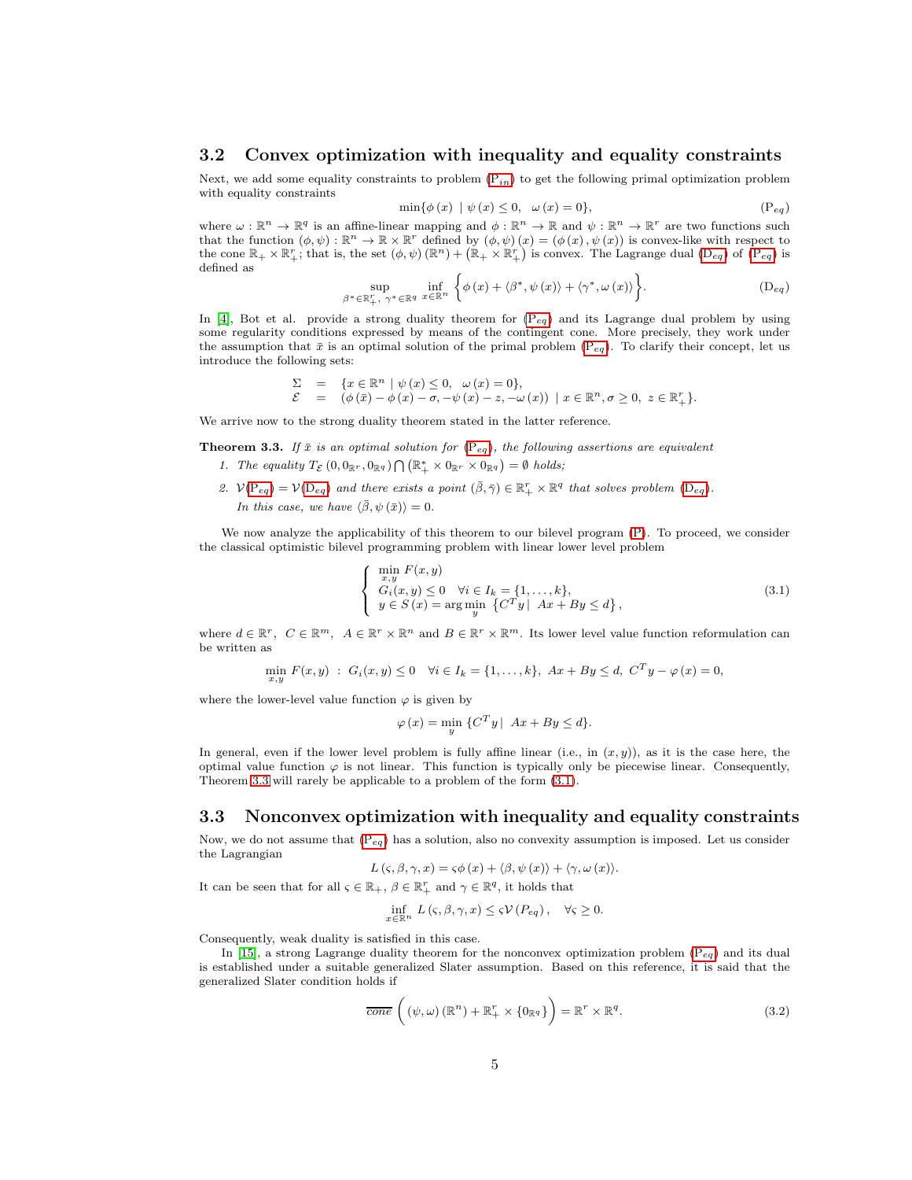## 3.2 Convex optimization with inequality and equality constraints

Next, we add some equality constraints to problem (P$_{in}$) to get the following primal optimization problem with equality constraints

$$\min\{\phi(x) \mid \psi(x) \le 0, \quad \omega(x) = 0\}, \tag{P$_{eq}$}$$

where $\omega : \mathbb{R}^n \to \mathbb{R}^q$ is an affine-linear mapping and $\phi : \mathbb{R}^n \to \mathbb{R}$ and $\psi : \mathbb{R}^n \to \mathbb{R}^r$ are two functions such that the function $(\phi, \psi) : \mathbb{R}^n \to \mathbb{R} \times \mathbb{R}^r$ defined by $(\phi, \psi)(x) = (\phi(x), \psi(x))$ is convex-like with respect to the cone $\mathbb{R}_+ \times \mathbb{R}^r_+$; that is, the set $(\phi, \psi)(\mathbb{R}^n) + (\mathbb{R}_+ \times \mathbb{R}^r_+)$ is convex. The Lagrange dual (D$_{eq}$) of (P$_{eq}$) is defined as

$$\sup_{\beta^* \in \mathbb{R}^r_+,\ \gamma^* \in \mathbb{R}^q} \inf_{x \in \mathbb{R}^n} \Big\{ \phi(x) + \langle \beta^*, \psi(x) \rangle + \langle \gamma^*, \omega(x) \rangle \Big\}. \tag{D$_{eq}$}$$

In [4], Bot et al. provide a strong duality theorem for (P$_{eq}$) and its Lagrange dual problem by using some regularity conditions expressed by means of the contingent cone. More precisely, they work under the assumption that $\bar{x}$ is an optimal solution of the primal problem (P$_{eq}$). To clarify their concept, let us introduce the following sets:

$$\begin{aligned}
\Sigma &= \{x \in \mathbb{R}^n \mid \psi(x) \le 0, \quad \omega(x) = 0\}, \\
\mathcal{E} &= (\phi(\bar{x}) - \phi(x) - \sigma, -\psi(x) - z, -\omega(x)) \mid x \in \mathbb{R}^n, \sigma \ge 0, \ z \in \mathbb{R}^r_+\}.
\end{aligned}$$

We arrive now to the strong duality theorem stated in the latter reference.

**Theorem 3.3.** *If $\bar{x}$ is an optimal solution for (P$_{eq}$), the following assertions are equivalent*

1. *The equality $T_{\mathcal{E}}(0, 0_{\mathbb{R}^r}, 0_{\mathbb{R}^q}) \bigcap (\mathbb{R}^*_+ \times 0_{\mathbb{R}^r} \times 0_{\mathbb{R}^q}) = \emptyset$ holds;*
2. *$\mathcal{V}$(P$_{eq}$) $= \mathcal{V}$(D$_{eq}$) and there exists a point $(\bar{\beta}, \bar{\gamma}) \in \mathbb{R}^r_+ \times \mathbb{R}^q$ that solves problem (D$_{eq}$).*

   *In this case, we have $\langle \bar{\beta}, \psi(\bar{x}) \rangle = 0$.*

We now analyze the applicability of this theorem to our bilevel program (P). To proceed, we consider the classical optimistic bilevel programming problem with linear lower level problem

$$\left\{ \begin{array}{l}
\min\limits_{x,y} F(x, y) \\
G_i(x, y) \le 0 \quad \forall i \in I_k = \{1, \ldots, k\}, \\
y \in S(x) = \arg\min\limits_{y} \ \{C^T y \mid \ Ax + By \le d\},
\end{array} \right. \tag{3.1}$$

where $d \in \mathbb{R}^r, \ C \in \mathbb{R}^m, \ A \in \mathbb{R}^r \times \mathbb{R}^n$ and $B \in \mathbb{R}^r \times \mathbb{R}^m$. Its lower level value function reformulation can be written as

$$\min_{x,y} F(x, y) \ : \ G_i(x, y) \le 0 \quad \forall i \in I_k = \{1, \ldots, k\}, \ Ax + By \le d, \ C^T y - \varphi(x) = 0,$$

where the lower-level value function $\varphi$ is given by

$$\varphi(x) = \min_y \{C^T y \mid \ Ax + By \le d\}.$$

In general, even if the lower level problem is fully affine linear (i.e., in $(x, y)$), as it is the case here, the optimal value function $\varphi$ is not linear. This function is typically only be piecewise linear. Consequently, Theorem 3.3 will rarely be applicable to a problem of the form (3.1).

## 3.3 Nonconvex optimization with inequality and equality constraints

Now, we do not assume that (P$_{eq}$) has a solution, also no convexity assumption is imposed. Let us consider the Lagrangian

$$L(\varsigma, \beta, \gamma, x) = \varsigma\phi(x) + \langle \beta, \psi(x) \rangle + \langle \gamma, \omega(x) \rangle.$$

It can be seen that for all $\varsigma \in \mathbb{R}_+$, $\beta \in \mathbb{R}^r_+$ and $\gamma \in \mathbb{R}^q$, it holds that

$$\inf_{x \in \mathbb{R}^n} L(\varsigma, \beta, \gamma, x) \le \varsigma \mathcal{V}(P_{eq}), \quad \forall \varsigma \ge 0.$$

Consequently, weak duality is satisfied in this case.

In [15], a strong Lagrange duality theorem for the nonconvex optimization problem (P$_{eq}$) and its dual is established under a suitable generalized Slater assumption. Based on this reference, it is said that the generalized Slater condition holds if

$$\overline{cone}\left( (\psi, \omega)(\mathbb{R}^n) + \mathbb{R}^r_+ \times \{0_{\mathbb{R}^q}\} \right) = \mathbb{R}^r \times \mathbb{R}^q. \tag{3.2}$$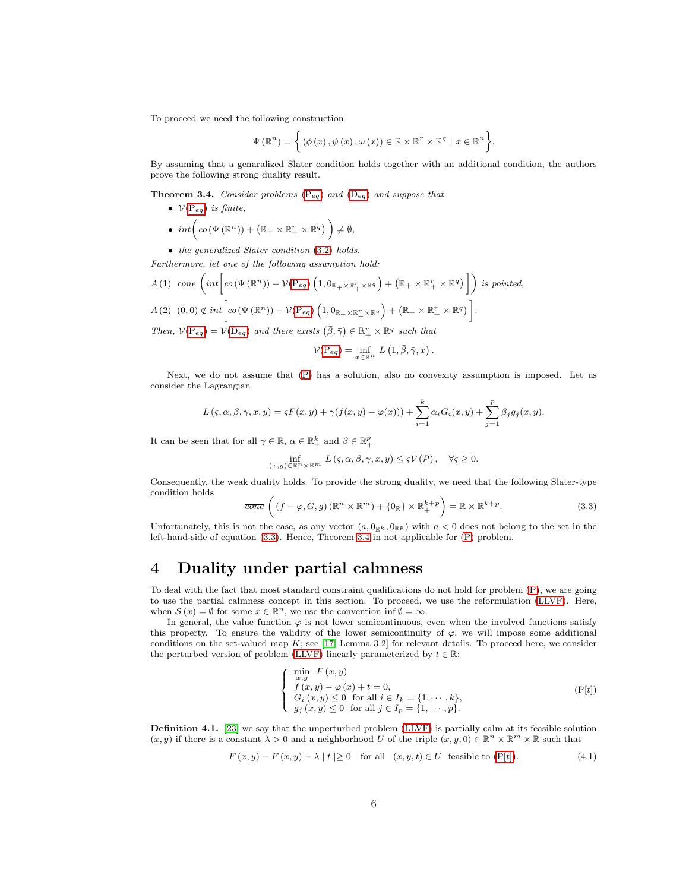To proceed we need the following construction

$$\Psi\left(\mathbb{R}^n\right) = \left\{ \left(\phi\left(x\right), \psi\left(x\right), \omega\left(x\right)\right) \in \mathbb{R} \times \mathbb{R}^r \times \mathbb{R}^q \mid x \in \mathbb{R}^n \right\}.$$

By assuming that a genaralized Slater condition holds together with an additional condition, the authors prove the following strong duality result.

**Theorem 3.4.** *Consider problems* ($\mathrm{P}_{eq}$) *and* ($\mathrm{D}_{eq}$) *and suppose that*

- $\mathcal{V}(\mathrm{P}_{eq})$ *is finite,*
- $int\Big( co\left(\Psi\left(\mathbb{R}^n\right)\right) + \left(\mathbb{R}_+ \times \mathbb{R}^r_+ \times \mathbb{R}^q\right) \Big) \neq \emptyset,$
- *the generalized Slater condition* (3.2) *holds.*

*Furthermore, let one of the following assumption hold:*

$A\,(1)$ $cone$ $\left( int\Big[ co\left(\Psi\left(\mathbb{R}^n\right)\right) - \mathcal{V}(\mathrm{P}_{eq}) \left(1, 0_{\mathbb{R}_+ \times \mathbb{R}^r_+ \times \mathbb{R}^q}\right) + \left(\mathbb{R}_+ \times \mathbb{R}^r_+ \times \mathbb{R}^q\right) \Big] \right)$ *is pointed,*

$A\,(2)$ $(0,0) \notin int\Big[ co\left(\Psi\left(\mathbb{R}^n\right)\right) - \mathcal{V}(\mathrm{P}_{eq}) \left(1, 0_{\mathbb{R}_+ \times \mathbb{R}^r_+ \times \mathbb{R}^q}\right) + \left(\mathbb{R}_+ \times \mathbb{R}^r_+ \times \mathbb{R}^q\right) \Big].$

*Then,* $\mathcal{V}(\mathrm{P}_{eq}) = \mathcal{V}(\mathrm{D}_{eq})$ *and there exists* $\left(\bar{\beta}, \bar{\gamma}\right) \in \mathbb{R}^r_+ \times \mathbb{R}^q$ *such that*

$$\mathcal{V}(\mathrm{P}_{eq}) = \inf_{x \in \mathbb{R}^n} L\left(1, \bar{\beta}, \bar{\gamma}, x\right).$$

Next, we do not assume that (P) has a solution, also no convexity assumption is imposed. Let us consider the Lagrangian

$$L\left(\varsigma, \alpha, \beta, \gamma, x, y\right) = \varsigma F(x, y) + \gamma(f(x, y) - \varphi(x))) + \sum_{i=1}^{k} \alpha_i G_i(x, y) + \sum_{j=1}^{p} \beta_j g_j(x, y).$$

It can be seen that for all $\gamma \in \mathbb{R}$, $\alpha \in \mathbb{R}^k_+$ and $\beta \in \mathbb{R}^p_+$

$$\inf_{(x,y) \in \mathbb{R}^n \times \mathbb{R}^m} L\left(\varsigma, \alpha, \beta, \gamma, x, y\right) \leq \varsigma \mathcal{V}\left(\mathcal{P}\right), \quad \forall \varsigma \geq 0.$$

Consequently, the weak duality holds. To provide the strong duality, we need that the following Slater-type condition holds

$$\overline{cone}\left( \left(f - \varphi, G, g\right)\left(\mathbb{R}^n \times \mathbb{R}^m\right) + \{0_{\mathbb{R}}\} \times \mathbb{R}^{k+p}_+ \right) = \mathbb{R} \times \mathbb{R}^{k+p}. \tag{3.3}$$

Unfortunately, this is not the case, as any vector $(a, 0_{\mathbb{R}^k}, 0_{\mathbb{R}^p})$ with $a < 0$ does not belong to the set in the left-hand-side of equation (3.3). Hence, Theorem 3.4 in not applicable for (P) problem.

# 4 Duality under partial calmness

To deal with the fact that most standard constraint qualifications do not hold for problem (P), we are going to use the partial calmness concept in this section. To proceed, we use the reformulation (LLVF). Here, when $\mathcal{S}\left(x\right) = \emptyset$ for some $x \in \mathbb{R}^n$, we use the convention $\inf \emptyset = \infty$.

In general, the value function $\varphi$ is not lower semicontinuous, even when the involved functions satisfy this property. To ensure the validity of the lower semicontinuity of $\varphi$, we will impose some additional conditions on the set-valued map $K$; see [17, Lemma 3.2] for relevant details. To proceed here, we consider the perturbed version of problem (LLVF) linearly parameterized by $t \in \mathbb{R}$:

$$\left\{ \begin{array}{l} \min\limits_{x,y} \;\; F\left(x, y\right) \\ f\left(x, y\right) - \varphi\left(x\right) + t = 0, \\ G_i\left(x, y\right) \leq 0 \;\; \text{for all } i \in I_k = \{1, \cdots, k\}, \\ g_j\left(x, y\right) \leq 0 \;\; \text{for all } j \in I_p = \{1, \cdots, p\}. \end{array} \right. \tag{P[$t$]}$$

**Definition 4.1.** [23] we say that the unperturbed problem (LLVF) is partially calm at its feasible solution $(\bar{x}, \bar{y})$ if there is a constant $\lambda > 0$ and a neighborhood $U$ of the triple $(\bar{x}, \bar{y}, 0) \in \mathbb{R}^n \times \mathbb{R}^m \times \mathbb{R}$ such that

$$F\left(x, y\right) - F\left(\bar{x}, \bar{y}\right) + \lambda \mid t \mid \geq 0 \quad \text{for all} \quad (x, y, t) \in U \;\; \text{feasible to (P}[t]). \tag{4.1}$$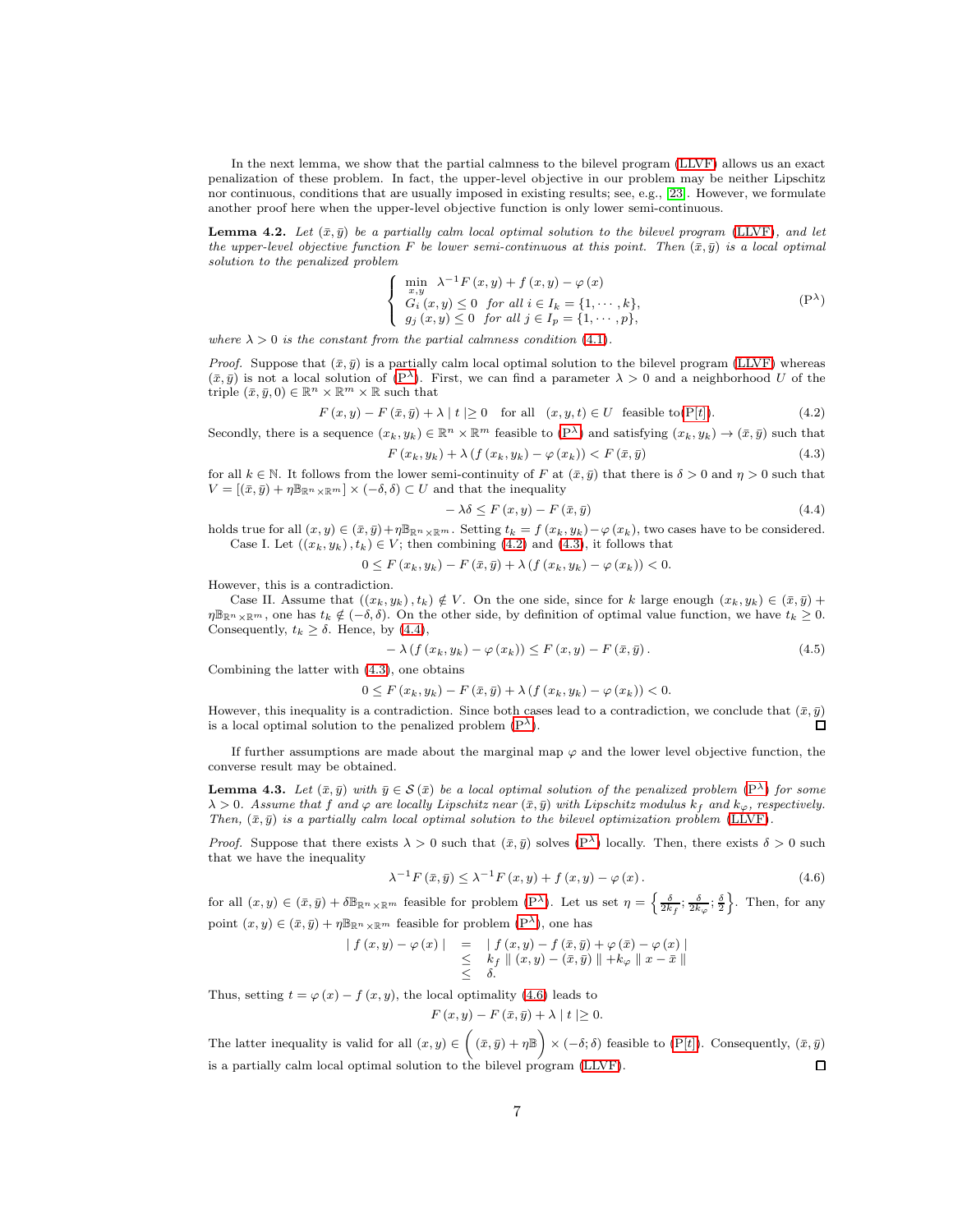In the next lemma, we show that the partial calmness to the bilevel program (LLVF) allows us an exact penalization of these problem. In fact, the upper-level objective in our problem may be neither Lipschitz nor continuous, conditions that are usually imposed in existing results; see, e.g., [23]. However, we formulate another proof here when the upper-level objective function is only lower semi-continuous.

**Lemma 4.2.** *Let $(\bar{x}, \bar{y})$ be a partially calm local optimal solution to the bilevel program (LLVF), and let the upper-level objective function $F$ be lower semi-continuous at this point. Then $(\bar{x}, \bar{y})$ is a local optimal solution to the penalized problem*

$$
\left\{
\begin{array}{l}
\min\limits_{x,y} \;\; \lambda^{-1} F(x,y) + f(x,y) - \varphi(x) \\
G_i(x,y) \leq 0 \;\; \text{for all } i \in I_k = \{1, \cdots, k\}, \\
g_j(x,y) \leq 0 \;\; \text{for all } j \in I_p = \{1, \cdots, p\},
\end{array}
\right.
\tag{$\mathrm{P}^{\lambda}$}
$$

*where $\lambda > 0$ is the constant from the partial calmness condition (4.1).*

*Proof.* Suppose that $(\bar{x}, \bar{y})$ is a partially calm local optimal solution to the bilevel program (LLVF) whereas $(\bar{x}, \bar{y})$ is not a local solution of ($\mathrm{P}^{\lambda}$). First, we can find a parameter $\lambda > 0$ and a neighborhood $U$ of the triple $(\bar{x}, \bar{y}, 0) \in \mathbb{R}^n \times \mathbb{R}^m \times \mathbb{R}$ such that

$$
F(x,y) - F(\bar{x}, \bar{y}) + \lambda \mid t \mid \geq 0 \quad \text{for all} \quad (x,y,t) \in U \;\; \text{feasible to} (\mathrm{P}[t]). \tag{4.2}
$$

Secondly, there is a sequence $(x_k, y_k) \in \mathbb{R}^n \times \mathbb{R}^m$ feasible to ($\mathrm{P}^{\lambda}$) and satisfying $(x_k, y_k) \to (\bar{x}, \bar{y})$ such that

$$
F(x_k, y_k) + \lambda \left( f(x_k, y_k) - \varphi(x_k) \right) < F(\bar{x}, \bar{y}) \tag{4.3}
$$

for all $k \in \mathbb{N}$. It follows from the lower semi-continuity of $F$ at $(\bar{x}, \bar{y})$ that there is $\delta > 0$ and $\eta > 0$ such that $V = [(\bar{x}, \bar{y}) + \eta \mathbb{B}_{\mathbb{R}^n \times \mathbb{R}^m}] \times (-\delta, \delta) \subset U$ and that the inequality

$$
-\lambda \delta \leq F(x,y) - F(\bar{x}, \bar{y}) \tag{4.4}
$$

holds true for all $(x,y) \in (\bar{x}, \bar{y}) + \eta \mathbb{B}_{\mathbb{R}^n \times \mathbb{R}^m}$. Setting $t_k = f(x_k, y_k) - \varphi(x_k)$, two cases have to be considered.

Case I. Let $((x_k, y_k), t_k) \in V$; then combining (4.2) and (4.3), it follows that

$$
0 \leq F(x_k, y_k) - F(\bar{x}, \bar{y}) + \lambda \left( f(x_k, y_k) - \varphi(x_k) \right) < 0.
$$

However, this is a contradiction.

Case II. Assume that $((x_k, y_k), t_k) \notin V$. On the one side, since for $k$ large enough $(x_k, y_k) \in (\bar{x}, \bar{y}) + \eta \mathbb{B}_{\mathbb{R}^n \times \mathbb{R}^m}$, one has $t_k \notin (-\delta, \delta)$. On the other side, by definition of optimal value function, we have $t_k \geq 0$. Consequently, $t_k \geq \delta$. Hence, by (4.4),

$$
-\lambda \left( f(x_k, y_k) - \varphi(x_k) \right) \leq F(x,y) - F(\bar{x}, \bar{y}). \tag{4.5}
$$

Combining the latter with (4.3), one obtains

$$
0 \leq F(x_k, y_k) - F(\bar{x}, \bar{y}) + \lambda \left( f(x_k, y_k) - \varphi(x_k) \right) < 0.
$$

However, this inequality is a contradiction. Since both cases lead to a contradiction, we conclude that $(\bar{x}, \bar{y})$ is a local optimal solution to the penalized problem ($\mathrm{P}^{\lambda}$). □

If further assumptions are made about the marginal map $\varphi$ and the lower level objective function, the converse result may be obtained.

**Lemma 4.3.** *Let $(\bar{x}, \bar{y})$ with $\bar{y} \in \mathcal{S}(\bar{x})$ be a local optimal solution of the penalized problem ($\mathrm{P}^{\lambda}$) for some $\lambda > 0$. Assume that $f$ and $\varphi$ are locally Lipschitz near $(\bar{x}, \bar{y})$ with Lipschitz modulus $k_f$ and $k_{\varphi}$, respectively. Then, $(\bar{x}, \bar{y})$ is a partially calm local optimal solution to the bilevel optimization problem (LLVF).*

*Proof.* Suppose that there exists $\lambda > 0$ such that $(\bar{x}, \bar{y})$ solves ($\mathrm{P}^{\lambda}$) locally. Then, there exists $\delta > 0$ such that we have the inequality

$$
\lambda^{-1} F(\bar{x}, \bar{y}) \leq \lambda^{-1} F(x,y) + f(x,y) - \varphi(x). \tag{4.6}
$$

for all $(x,y) \in (\bar{x}, \bar{y}) + \delta \mathbb{B}_{\mathbb{R}^n \times \mathbb{R}^m}$ feasible for problem ($\mathrm{P}^{\lambda}$). Let us set $\eta = \left\{ \frac{\delta}{2k_f}; \frac{\delta}{2k_{\varphi}}; \frac{\delta}{2} \right\}$. Then, for any point $(x,y) \in (\bar{x}, \bar{y}) + \eta \mathbb{B}_{\mathbb{R}^n \times \mathbb{R}^m}$ feasible for problem ($\mathrm{P}^{\lambda}$), one has

$$
\begin{array}{rcl}
\mid f(x,y) - \varphi(x) \mid & = & \mid f(x,y) - f(\bar{x}, \bar{y}) + \varphi(\bar{x}) - \varphi(x) \mid \\
& \leq & k_f \parallel (x,y) - (\bar{x}, \bar{y}) \parallel + k_{\varphi} \parallel x - \bar{x} \parallel \\
& \leq & \delta.
\end{array}
$$

Thus, setting $t = \varphi(x) - f(x,y)$, the local optimality (4.6) leads to

$$
F(x,y) - F(\bar{x}, \bar{y}) + \lambda \mid t \mid \geq 0.
$$

The latter inequality is valid for all $(x,y) \in \left( (\bar{x}, \bar{y}) + \eta \mathbb{B} \right) \times (-\delta; \delta)$ feasible to ($\mathrm{P}[t]$). Consequently, $(\bar{x}, \bar{y})$ is a partially calm local optimal solution to the bilevel program (LLVF). □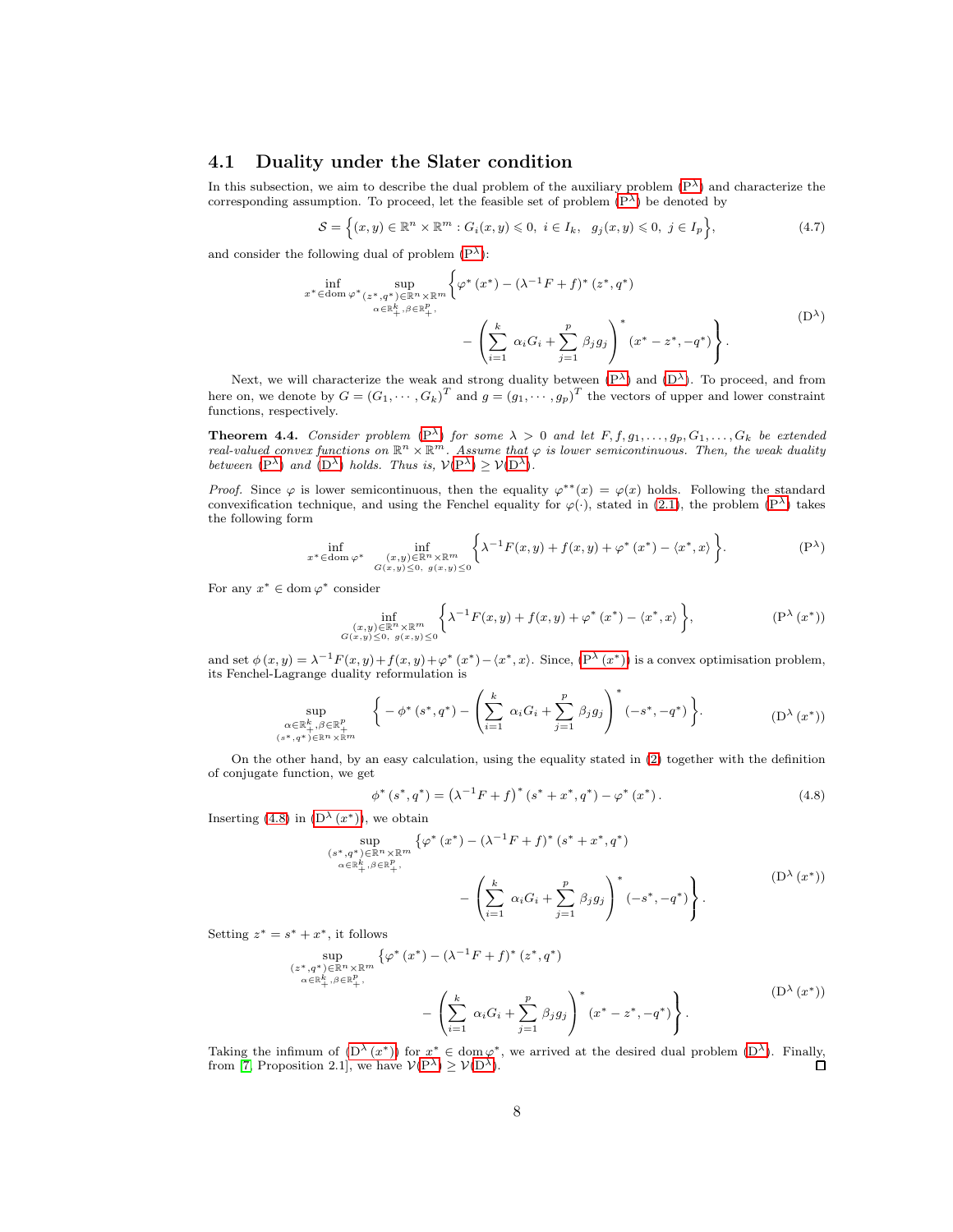### 4.1 Duality under the Slater condition

In this subsection, we aim to describe the dual problem of the auxiliary problem (P$^\lambda$) and characterize the corresponding assumption. To proceed, let the feasible set of problem (P$^\lambda$) be denoted by

$$\mathcal{S} = \Big\{(x,y) \in \mathbb{R}^n \times \mathbb{R}^m : G_i(x,y) \leqslant 0,\ i \in I_k,\ \ g_j(x,y) \leqslant 0,\ j \in I_p\Big\}, \tag{4.7}$$

and consider the following dual of problem (P$^\lambda$):

$$\inf_{x^* \in \operatorname{dom} \varphi^*} \sup_{\substack{(z^*,q^*) \in \mathbb{R}^n \times \mathbb{R}^m \\ \alpha \in \mathbb{R}^k_+,\beta \in \mathbb{R}^p_+,}} \Bigg\{ \varphi^*(x^*) - (\lambda^{-1}F + f)^*(z^*, q^*) - \left(\sum_{i=1}^k \alpha_i G_i + \sum_{j=1}^p \beta_j g_j\right)^* (x^* - z^*, -q^*) \Bigg\}. \tag{D$^\lambda$}$$

Next, we will characterize the weak and strong duality between (P$^\lambda$) and (D$^\lambda$). To proceed, and from here on, we denote by $G = (G_1, \cdots, G_k)^T$ and $g = (g_1, \cdots, g_p)^T$ the vectors of upper and lower constraint functions, respectively.

**Theorem 4.4.** *Consider problem* (P$^\lambda$) *for some* $\lambda > 0$ *and let* $F, f, g_1, \ldots, g_p, G_1, \ldots, G_k$ *be extended real-valued convex functions on* $\mathbb{R}^n \times \mathbb{R}^m$*. Assume that* $\varphi$ *is lower semicontinuous. Then, the weak duality between* (P$^\lambda$) *and* (D$^\lambda$) *holds. Thus is,* $\mathcal{V}$(P$^\lambda$) $\geq \mathcal{V}$(D$^\lambda$).

*Proof.* Since $\varphi$ is lower semicontinuous, then the equality $\varphi^{**}(x) = \varphi(x)$ holds. Following the standard convexification technique, and using the Fenchel equality for $\varphi(\cdot)$, stated in (2.1), the problem (P$^\lambda$) takes the following form

$$\inf_{x^* \in \operatorname{dom} \varphi^*} \inf_{\substack{(x,y) \in \mathbb{R}^n \times \mathbb{R}^m \\ G(x,y) \leq 0,\ g(x,y) \leq 0}} \Big\{ \lambda^{-1} F(x,y) + f(x,y) + \varphi^*(x^*) - \langle x^*, x\rangle \Big\}. \tag{P$^\lambda$}$$

For any $x^* \in \operatorname{dom} \varphi^*$ consider

$$\inf_{\substack{(x,y) \in \mathbb{R}^n \times \mathbb{R}^m \\ G(x,y) \leq 0,\ g(x,y) \leq 0}} \Big\{ \lambda^{-1} F(x,y) + f(x,y) + \varphi^*(x^*) - \langle x^*, x\rangle \Big\}, \tag{P$^\lambda(x^*)$}$$

and set $\phi(x,y) = \lambda^{-1}F(x,y) + f(x,y) + \varphi^*(x^*) - \langle x^*, x\rangle$. Since, (P$^\lambda(x^*)$) is a convex optimisation problem, its Fenchel-Lagrange duality reformulation is

$$\sup_{\substack{\alpha \in \mathbb{R}^k_+,\beta \in \mathbb{R}^p_+ \\ (s^*,q^*) \in \mathbb{R}^n \times \mathbb{R}^m}} \Bigg\{ -\phi^*(s^*, q^*) - \left(\sum_{i=1}^k \alpha_i G_i + \sum_{j=1}^p \beta_j g_j\right)^* (-s^*, -q^*) \Bigg\}. \tag{D$^\lambda(x^*)$}$$

On the other hand, by an easy calculation, using the equality stated in (2) together with the definition of conjugate function, we get

$$\phi^*(s^*, q^*) = \left(\lambda^{-1}F + f\right)^* (s^* + x^*, q^*) - \varphi^*(x^*). \tag{4.8}$$

Inserting (4.8) in (D$^\lambda(x^*)$), we obtain

$$\sup_{\substack{(s^*,q^*) \in \mathbb{R}^n \times \mathbb{R}^m \\ \alpha \in \mathbb{R}^k_+,\beta \in \mathbb{R}^p_+,}} \Bigg\{ \varphi^*(x^*) - (\lambda^{-1}F + f)^*(s^* + x^*, q^*) - \left(\sum_{i=1}^k \alpha_i G_i + \sum_{j=1}^p \beta_j g_j\right)^* (-s^*, -q^*) \Bigg\}. \tag{D$^\lambda(x^*)$}$$

Setting $z^* = s^* + x^*$, it follows

$$\sup_{\substack{(z^*,q^*) \in \mathbb{R}^n \times \mathbb{R}^m \\ \alpha \in \mathbb{R}^k_+,\beta \in \mathbb{R}^p_+,}} \Bigg\{ \varphi^*(x^*) - (\lambda^{-1}F + f)^*(z^*, q^*) - \left(\sum_{i=1}^k \alpha_i G_i + \sum_{j=1}^p \beta_j g_j\right)^* (x^* - z^*, -q^*) \Bigg\}. \tag{D$^\lambda(x^*)$}$$

Taking the infimum of (D$^\lambda(x^*)$) for $x^* \in \operatorname{dom} \varphi^*$, we arrived at the desired dual problem (D$^\lambda$). Finally, from [7, Proposition 2.1], we have $\mathcal{V}$(P$^\lambda$) $\geq \mathcal{V}$(D$^\lambda$). ◻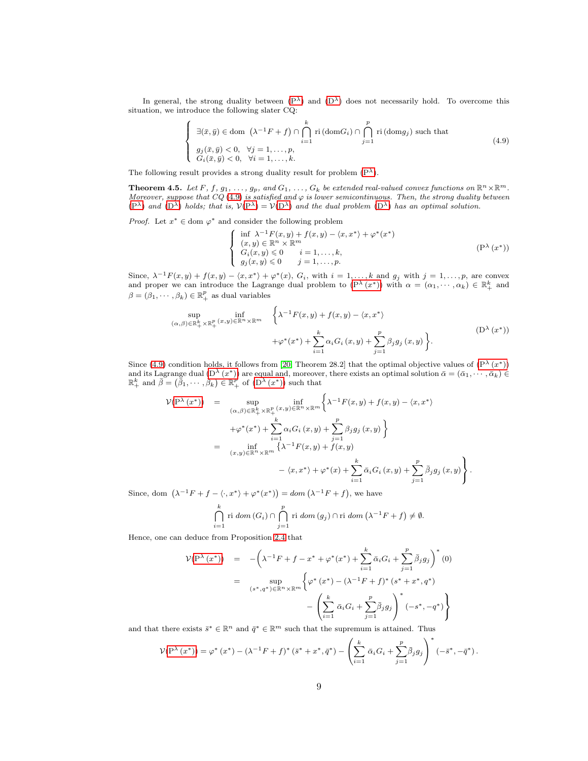In general, the strong duality between ($\mathrm{P}^\lambda$) and ($\mathrm{D}^\lambda$) does not necessarily hold. To overcome this situation, we introduce the following slater CQ:

$$
\left\{\begin{array}{l}
\exists(\bar{x},\bar{y}) \in \operatorname{dom}\ \left(\lambda^{-1}F+f\right) \cap \bigcap_{i=1}^{k} \operatorname{ri}\left(\operatorname{dom} G_i\right) \cap \bigcap_{j=1}^{p} \operatorname{ri}\left(\operatorname{dom} g_j\right) \text{ such that} \\
g_j(\bar{x},\bar{y})<0, \quad \forall j=1,\ldots,p, \\
G_i(\bar{x},\bar{y})<0, \quad \forall i=1,\ldots,k.
\end{array}\right. \tag{4.9}
$$

The following result provides a strong duality result for problem ($\mathrm{P}^\lambda$).

**Theorem 4.5.** *Let $F$, $f$, $g_1, \ldots, g_p$, and $G_1, \ldots, G_k$ be extended real-valued convex functions on $\mathbb{R}^n \times \mathbb{R}^m$. Moreover, suppose that CQ (4.9) is satisfied and $\varphi$ is lower semicontinuous. Then, the strong duality between ($\mathrm{P}^\lambda$) and ($\mathrm{D}^\lambda$) holds; that is, $\mathcal{V}(\mathrm{P}^\lambda)=\mathcal{V}(\mathrm{D}^\lambda)$ and the dual problem ($\mathrm{D}^\lambda$) has an optimal solution.*

*Proof.* Let $x^* \in \operatorname{dom}\varphi^*$ and consider the following problem

$$
\left\{\begin{array}{ll}
\inf\ \lambda^{-1}F(x,y)+f(x,y)-\langle x,x^*\rangle+\varphi^*(x^*) & \\
(x,y)\in\mathbb{R}^n\times\mathbb{R}^m & \\
G_i(x,y)\leqslant 0 \qquad i=1,\ldots,k, & \\
g_j(x,y)\leqslant 0 \qquad j=1,\ldots,p. &
\end{array}\right. \tag{$\mathrm{P}^\lambda(x^*)$}
$$

Since, $\lambda^{-1}F(x,y)+f(x,y)-\langle x,x^*\rangle+\varphi^*(x)$, $G_i$, with $i=1,\ldots,k$ and $g_j$ with $j=1,\ldots,p$, are convex and proper we can introduce the Lagrange dual problem to ($\mathrm{P}^\lambda(x^*)$) with $\alpha=(\alpha_1,\cdots,\alpha_k)\in\mathbb{R}^k_+$ and $\beta=(\beta_1,\cdots,\beta_k)\in\mathbb{R}^p_+$ as dual variables

$$
\sup_{(\alpha,\beta)\in\mathbb{R}^k_+\times\mathbb{R}^p_+}\ \inf_{(x,y)\in\mathbb{R}^n\times\mathbb{R}^m} \left\{\lambda^{-1}F(x,y)+f(x,y)-\langle x,x^*\rangle + \varphi^*(x^*)+\sum_{i=1}^{k}\alpha_i G_i(x,y)+\sum_{j=1}^{p}\beta_j g_j(x,y)\right\}. \tag{$\mathrm{D}^\lambda(x^*)$}
$$

Since (4.9) condition holds, it follows from [20, Theorem 28.2] that the optimal objective values of ($\mathrm{P}^\lambda(x^*)$) and its Lagrange dual ($\mathrm{D}^\lambda(x^*)$) are equal and, moreover, there exists an optimal solution $\bar{\alpha}=(\bar{\alpha}_1,\cdots,\bar{\alpha}_k)\in\mathbb{R}^k_+$ and $\bar{\beta}=(\bar{\beta}_1,\cdots,\bar{\beta}_k)\in\mathbb{R}^p_+$ of ($\mathrm{D}^\lambda(x^*)$) such that

$$
\begin{aligned}
\mathcal{V}(\mathrm{P}^\lambda(x^*)) &= \sup_{(\alpha,\beta)\in\mathbb{R}^k_+\times\mathbb{R}^p_+}\ \inf_{(x,y)\in\mathbb{R}^n\times\mathbb{R}^m}\Big\{\lambda^{-1}F(x,y)+f(x,y)-\langle x,x^*\rangle \\
&\qquad +\varphi^*(x^*)+\sum_{i=1}^{k}\alpha_i G_i(x,y)+\sum_{j=1}^{p}\beta_j g_j(x,y)\Big\} \\
&= \inf_{(x,y)\in\mathbb{R}^n\times\mathbb{R}^m}\Big\{\lambda^{-1}F(x,y)+f(x,y) \\
&\qquad -\langle x,x^*\rangle+\varphi^*(x)+\sum_{i=1}^{k}\bar{\alpha}_i G_i(x,y)+\sum_{j=1}^{p}\bar{\beta}_j g_j(x,y)\Big\}.
\end{aligned}
$$

Since, $\operatorname{dom}\ \left(\lambda^{-1}F+f-\langle\cdot,x^*\rangle+\varphi^*(x^*)\right)=dom\left(\lambda^{-1}F+f\right)$, we have

$$
\bigcap_{i=1}^{k}\operatorname{ri}\ dom\left(G_i\right)\cap\bigcap_{j=1}^{p}\operatorname{ri}\ dom\left(g_j\right)\cap\operatorname{ri}\ dom\left(\lambda^{-1}F+f\right)\neq\emptyset.
$$

Hence, one can deduce from Proposition 2.4 that

$$
\begin{aligned}
\mathcal{V}(\mathrm{P}^\lambda(x^*)) &= -\left(\lambda^{-1}F+f-x^*+\varphi^*(x^*)+\sum_{i=1}^{k}\bar{\alpha}_i G_i+\sum_{j=1}^{p}\bar{\beta}_j g_j\right)^*(0) \\
&= \sup_{(s^*,q^*)\in\mathbb{R}^n\times\mathbb{R}^m}\Bigg\{\varphi^*(x^*)-(\lambda^{-1}F+f)^*(s^*+x^*,q^*) \\
&\qquad -\left(\sum_{i=1}^{k}\bar{\alpha}_i G_i+\sum_{j=1}^{p}\bar{\beta}_j g_j\right)^*(-s^*,-q^*)\Bigg\}
\end{aligned}
$$

and that there exists $\bar{s}^*\in\mathbb{R}^n$ and $\bar{q}^*\in\mathbb{R}^m$ such that the supremum is attained. Thus

$$
\mathcal{V}(\mathrm{P}^\lambda(x^*))=\varphi^*(x^*)-(\lambda^{-1}F+f)^*(\bar{s}^*+x^*,\bar{q}^*)-\left(\sum_{i=1}^{k}\bar{\alpha}_i G_i+\sum_{j=1}^{p}\bar{\beta}_j g_j\right)^*(-\bar{s}^*,-\bar{q}^*).
$$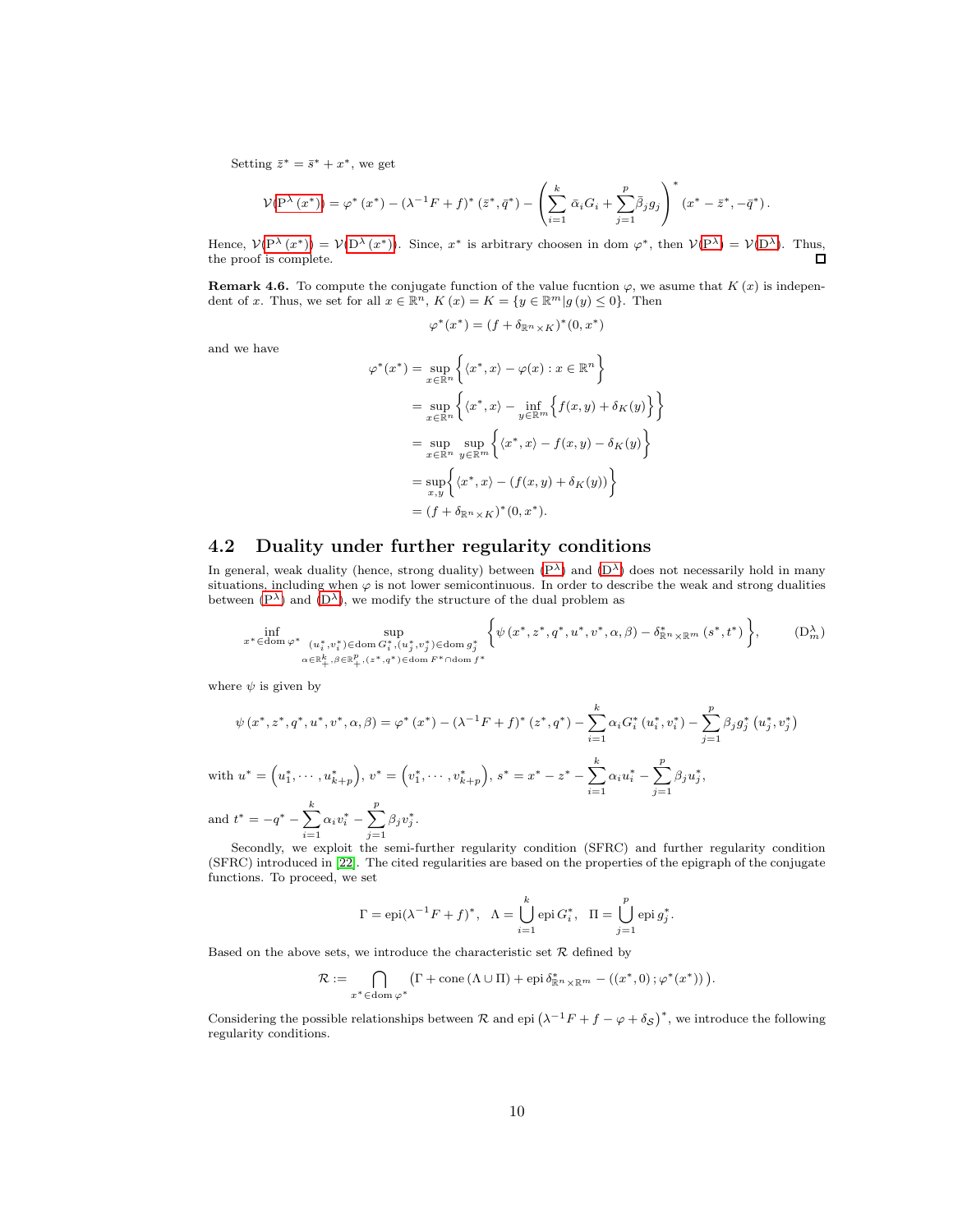Setting $\bar{z}^* = \bar{s}^* + x^*$, we get

$$\mathcal{V}(\mathrm{P}^\lambda(x^*)) = \varphi^*(x^*) - (\lambda^{-1}F + f)^*(\bar{z}^*, \bar{q}^*) - \left(\sum_{i=1}^{k} \bar{\alpha}_i G_i + \sum_{j=1}^{p} \bar{\beta}_j g_j\right)^* (x^* - \bar{z}^*, -\bar{q}^*).$$

Hence, $\mathcal{V}(\mathrm{P}^\lambda(x^*)) = \mathcal{V}(\mathrm{D}^\lambda(x^*))$. Since, $x^*$ is arbitrary choosen in dom $\varphi^*$, then $\mathcal{V}(\mathrm{P}^\lambda) = \mathcal{V}(\mathrm{D}^\lambda)$. Thus, the proof is complete. ☐

**Remark 4.6.** To compute the conjugate function of the value fucntion $\varphi$, we asume that $K(x)$ is independent of $x$. Thus, we set for all $x \in \mathbb{R}^n$, $K(x) = K = \{y \in \mathbb{R}^m | g(y) \leq 0\}$. Then

$$\varphi^*(x^*) = (f + \delta_{\mathbb{R}^n \times K})^*(0, x^*)$$

and we have

$$\begin{aligned}
\varphi^*(x^*) &= \sup_{x \in \mathbb{R}^n} \left\{ \langle x^*, x \rangle - \varphi(x) : x \in \mathbb{R}^n \right\} \\
&= \sup_{x \in \mathbb{R}^n} \left\{ \langle x^*, x \rangle - \inf_{y \in \mathbb{R}^m} \left\{ f(x, y) + \delta_K(y) \right\} \right\} \\
&= \sup_{x \in \mathbb{R}^n} \sup_{y \in \mathbb{R}^m} \left\{ \langle x^*, x \rangle - f(x, y) - \delta_K(y) \right\} \\
&= \sup_{x, y} \left\{ \langle x^*, x \rangle - (f(x, y) + \delta_K(y)) \right\} \\
&= (f + \delta_{\mathbb{R}^n \times K})^*(0, x^*).
\end{aligned}$$

## 4.2 Duality under further regularity conditions

In general, weak duality (hence, strong duality) between ($\mathrm{P}^\lambda$) and ($\mathrm{D}^\lambda$) does not necessarily hold in many situations, including when $\varphi$ is not lower semicontinuous. In order to describe the weak and strong dualities between ($\mathrm{P}^\lambda$) and ($\mathrm{D}^\lambda$), we modify the structure of the dual problem as

$$\inf_{x^* \in \operatorname{dom} \varphi^*} \sup_{\substack{(u_i^*, v_i^*) \in \operatorname{dom} G_i^*, (u_j^*, v_j^*) \in \operatorname{dom} g_j^* \\ \alpha \in \mathbb{R}_+^k, \beta \in \mathbb{R}_+^p, (z^*, q^*) \in \operatorname{dom} F^* \cap \operatorname{dom} f^*}} \left\{ \psi(x^*, z^*, q^*, u^*, v^*, \alpha, \beta) - \delta^*_{\mathbb{R}^n \times \mathbb{R}^m}(s^*, t^*) \right\}, \qquad (\mathrm{D}_m^\lambda)$$

where $\psi$ is given by

$$\psi(x^*, z^*, q^*, u^*, v^*, \alpha, \beta) = \varphi^*(x^*) - (\lambda^{-1}F + f)^*(z^*, q^*) - \sum_{i=1}^{k} \alpha_i G_i^*(u_i^*, v_i^*) - \sum_{j=1}^{p} \beta_j g_j^*(u_j^*, v_j^*)$$

with $u^* = \left(u_1^*, \cdots, u_{k+p}^*\right)$, $v^* = \left(v_1^*, \cdots, v_{k+p}^*\right)$, $s^* = x^* - z^* - \sum_{i=1}^{k} \alpha_i u_i^* - \sum_{j=1}^{p} \beta_j u_j^*$,

and $t^* = -q^* - \sum_{i=1}^{k} \alpha_i v_i^* - \sum_{j=1}^{p} \beta_j v_j^*$.

Secondly, we exploit the semi-further regularity condition (SFRC) and further regularity condition (SFRC) introduced in [22]. The cited regularities are based on the properties of the epigraph of the conjugate functions. To proceed, we set

$$\Gamma = \operatorname{epi}(\lambda^{-1}F + f)^*, \quad \Lambda = \bigcup_{i=1}^{k} \operatorname{epi} G_i^*, \quad \Pi = \bigcup_{j=1}^{p} \operatorname{epi} g_j^*.$$

Based on the above sets, we introduce the characteristic set $\mathcal{R}$ defined by

$$\mathcal{R} := \bigcap_{x^* \in \operatorname{dom} \varphi^*} \left( \Gamma + \operatorname{cone}(\Lambda \cup \Pi) + \operatorname{epi} \delta^*_{\mathbb{R}^n \times \mathbb{R}^m} - ((x^*, 0); \varphi^*(x^*)) \right).$$

Considering the possible relationships between $\mathcal{R}$ and epi $\left(\lambda^{-1}F + f - \varphi + \delta_{\mathcal{S}}\right)^*$, we introduce the following regularity conditions.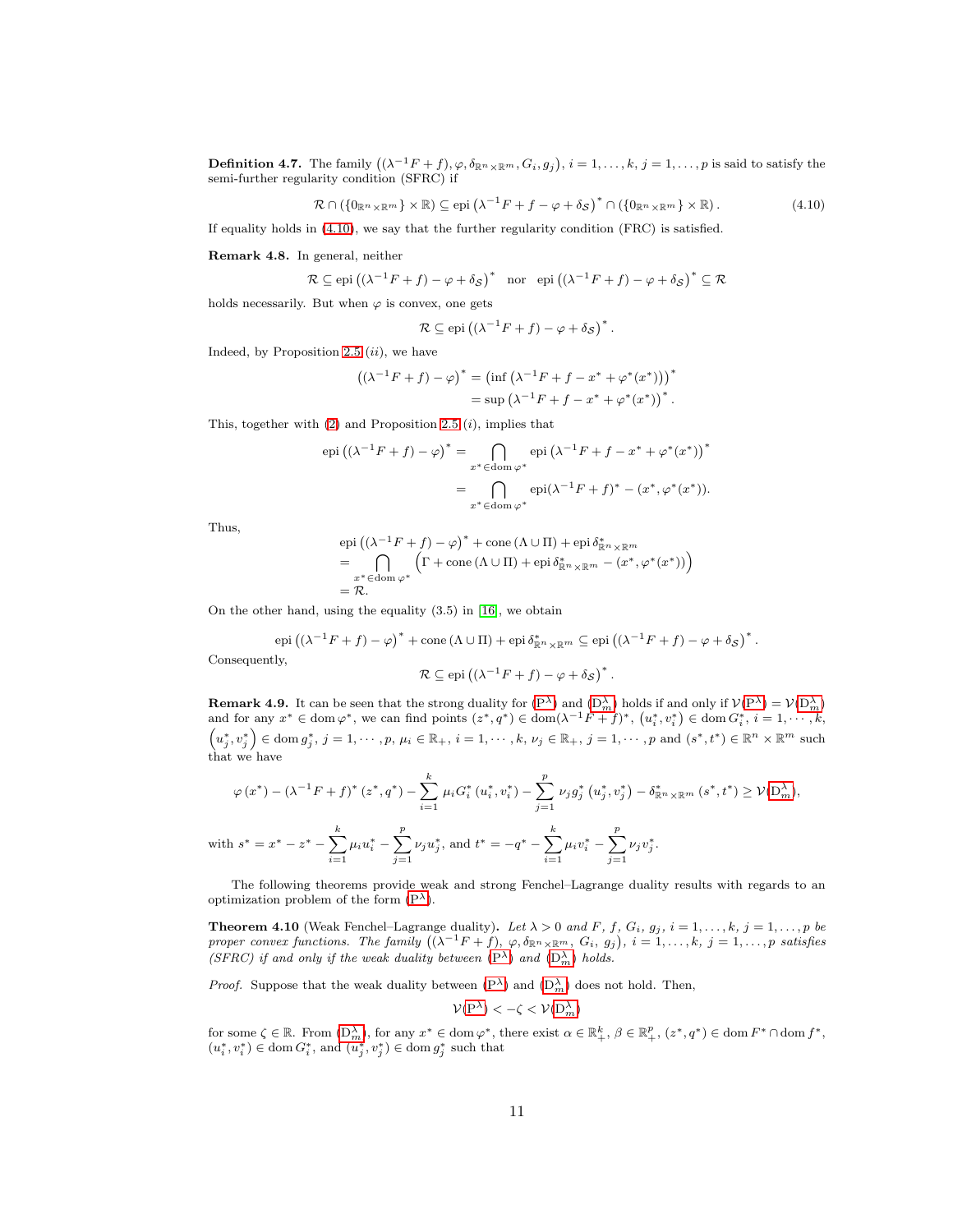**Definition 4.7.** The family $\left((\lambda^{-1}F+f), \varphi, \delta_{\mathbb{R}^n\times\mathbb{R}^m}, G_i, g_j\right)$, $i=1,\ldots,k$, $j=1,\ldots,p$ is said to satisfy the semi-further regularity condition (SFRC) if

$$\mathcal{R}\cap\left(\{0_{\mathbb{R}^n\times\mathbb{R}^m}\}\times\mathbb{R}\right)\subseteq \operatorname{epi}\left(\lambda^{-1}F+f-\varphi+\delta_{\mathcal{S}}\right)^*\cap\left(\{0_{\mathbb{R}^n\times\mathbb{R}^m}\}\times\mathbb{R}\right). \tag{4.10}$$

If equality holds in (4.10), we say that the further regularity condition (FRC) is satisfied.

**Remark 4.8.** In general, neither

$$\mathcal{R}\subseteq \operatorname{epi}\left((\lambda^{-1}F+f)-\varphi+\delta_{\mathcal{S}}\right)^* \quad\text{nor}\quad \operatorname{epi}\left((\lambda^{-1}F+f)-\varphi+\delta_{\mathcal{S}}\right)^*\subseteq\mathcal{R}$$

holds necessarily. But when $\varphi$ is convex, one gets

$$\mathcal{R}\subseteq \operatorname{epi}\left((\lambda^{-1}F+f)-\varphi+\delta_{\mathcal{S}}\right)^*.$$

Indeed, by Proposition 2.5 $(ii)$, we have

$$\begin{aligned}\left((\lambda^{-1}F+f)-\varphi\right)^* &= \left(\inf\left(\lambda^{-1}F+f-x^*+\varphi^*(x^*)\right)\right)^*\\ &= \sup\left(\lambda^{-1}F+f-x^*+\varphi^*(x^*)\right)^*.\end{aligned}$$

This, together with (2) and Proposition 2.5 $(i)$, implies that

$$\begin{aligned}\operatorname{epi}\left((\lambda^{-1}F+f)-\varphi\right)^* &= \bigcap_{x^*\in\operatorname{dom}\varphi^*}\operatorname{epi}\left(\lambda^{-1}F+f-x^*+\varphi^*(x^*)\right)^*\\ &= \bigcap_{x^*\in\operatorname{dom}\varphi^*}\operatorname{epi}(\lambda^{-1}F+f)^*-(x^*,\varphi^*(x^*)).\end{aligned}$$

Thus,

$$\begin{aligned}&\operatorname{epi}\left((\lambda^{-1}F+f)-\varphi\right)^*+\operatorname{cone}(\Lambda\cup\Pi)+\operatorname{epi}\delta^*_{\mathbb{R}^n\times\mathbb{R}^m}\\ &=\bigcap_{x^*\in\operatorname{dom}\varphi^*}\left(\Gamma+\operatorname{cone}(\Lambda\cup\Pi)+\operatorname{epi}\delta^*_{\mathbb{R}^n\times\mathbb{R}^m}-(x^*,\varphi^*(x^*))\right)\\ &=\mathcal{R}.\end{aligned}$$

On the other hand, using the equality (3.5) in [16], we obtain

$$\operatorname{epi}\left((\lambda^{-1}F+f)-\varphi\right)^*+\operatorname{cone}(\Lambda\cup\Pi)+\operatorname{epi}\delta^*_{\mathbb{R}^n\times\mathbb{R}^m}\subseteq\operatorname{epi}\left((\lambda^{-1}F+f)-\varphi+\delta_{\mathcal{S}}\right)^*.$$

Consequently,

$$\mathcal{R}\subseteq\operatorname{epi}\left((\lambda^{-1}F+f)-\varphi+\delta_{\mathcal{S}}\right)^*.$$

**Remark 4.9.** It can be seen that the strong duality for ($\mathrm{P}^\lambda$) and ($\mathrm{D}^\lambda_m$) holds if and only if $\mathcal{V}(\mathrm{P}^\lambda)=\mathcal{V}(\mathrm{D}^\lambda_m)$ and for any $x^*\in\operatorname{dom}\varphi^*$, we can find points $(z^*,q^*)\in\operatorname{dom}(\lambda^{-1}F+f)^*$, $\left(u_i^*,v_i^*\right)\in\operatorname{dom}G_i^*$, $i=1,\cdots,k$, $\left(u_j^*,v_j^*\right)\in\operatorname{dom}g_j^*$, $j=1,\cdots,p$, $\mu_i\in\mathbb{R}_+$, $i=1,\cdots,k$, $\nu_j\in\mathbb{R}_+$, $j=1,\cdots,p$ and $(s^*,t^*)\in\mathbb{R}^n\times\mathbb{R}^m$ such that we have

$$\varphi\left(x^*\right)-\left(\lambda^{-1}F+f\right)^*\left(z^*,q^*\right)-\sum_{i=1}^k\mu_iG_i^*\left(u_i^*,v_i^*\right)-\sum_{j=1}^p\nu_jg_j^*\left(u_j^*,v_j^*\right)-\delta^*_{\mathbb{R}^n\times\mathbb{R}^m}\left(s^*,t^*\right)\geq\mathcal{V}(\mathrm{D}^\lambda_m),$$

with $s^*=x^*-z^*-\sum_{i=1}^k\mu_iu_i^*-\sum_{j=1}^p\nu_ju_j^*$, and $t^*=-q^*-\sum_{i=1}^k\mu_iv_i^*-\sum_{j=1}^p\nu_jv_j^*$.

The following theorems provide weak and strong Fenchel–Lagrange duality results with regards to an optimization problem of the form ($\mathrm{P}^\lambda$).

**Theorem 4.10** (Weak Fenchel–Lagrange duality)**.** *Let $\lambda>0$ and $F$, $f$, $G_i$, $g_j$, $i=1,\ldots,k$, $j=1,\ldots,p$ be proper convex functions. The family $\left((\lambda^{-1}F+f),\ \varphi, \delta_{\mathbb{R}^n\times\mathbb{R}^m},\ G_i,\ g_j\right)$, $i=1,\ldots,k$, $j=1,\ldots,p$ satisfies (SFRC) if and only if the weak duality between ($\mathrm{P}^\lambda$) and ($\mathrm{D}^\lambda_m$) holds.*

*Proof.* Suppose that the weak duality between ($\mathrm{P}^\lambda$) and ($\mathrm{D}^\lambda_m$) does not hold. Then,

$$\mathcal{V}(\mathrm{P}^\lambda)<-\zeta<\mathcal{V}(\mathrm{D}^\lambda_m)$$

for some $\zeta\in\mathbb{R}$. From ($\mathrm{D}^\lambda_m$), for any $x^*\in\operatorname{dom}\varphi^*$, there exist $\alpha\in\mathbb{R}^k_+$, $\beta\in\mathbb{R}^p_+$, $(z^*,q^*)\in\operatorname{dom}F^*\cap\operatorname{dom}f^*$, $(u_i^*,v_i^*)\in\operatorname{dom}G_i^*$, and $(u_j^*,v_j^*)\in\operatorname{dom}g_j^*$ such that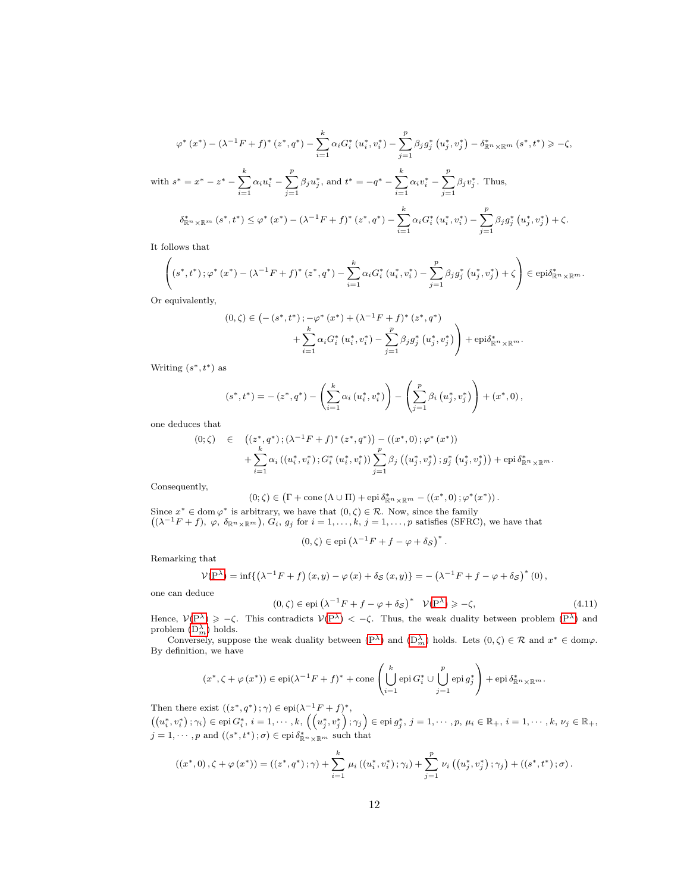$$\varphi^*(x^*) - (\lambda^{-1}F+f)^*(z^*,q^*) - \sum_{i=1}^{k}\alpha_i G_i^*(u_i^*,v_i^*) - \sum_{j=1}^{p}\beta_j g_j^*\left(u_j^*,v_j^*\right) - \delta^*_{\mathbb{R}^n\times\mathbb{R}^m}(s^*,t^*) \geqslant -\zeta,$$

with $s^* = x^* - z^* - \sum_{i=1}^{k}\alpha_i u_i^* - \sum_{j=1}^{p}\beta_j u_j^*$, and $t^* = -q^* - \sum_{i=1}^{k}\alpha_i v_i^* - \sum_{j=1}^{p}\beta_j v_j^*$. Thus,

$$\delta^*_{\mathbb{R}^n\times\mathbb{R}^m}(s^*,t^*) \leq \varphi^*(x^*) - (\lambda^{-1}F+f)^*(z^*,q^*) - \sum_{i=1}^{k}\alpha_i G_i^*(u_i^*,v_i^*) - \sum_{j=1}^{p}\beta_j g_j^*\left(u_j^*,v_j^*\right) + \zeta.$$

It follows that

$$\left((s^*,t^*);\varphi^*(x^*) - (\lambda^{-1}F+f)^*(z^*,q^*) - \sum_{i=1}^{k}\alpha_i G_i^*(u_i^*,v_i^*) - \sum_{j=1}^{p}\beta_j g_j^*\left(u_j^*,v_j^*\right) + \zeta\right) \in \operatorname{epi}\delta^*_{\mathbb{R}^n\times\mathbb{R}^m}.$$

Or equivalently,

$$(0,\zeta) \in \Big(-(s^*,t^*);-\varphi^*(x^*) + (\lambda^{-1}F+f)^*(z^*,q^*) + \sum_{i=1}^{k}\alpha_i G_i^*(u_i^*,v_i^*) - \sum_{j=1}^{p}\beta_j g_j^*\left(u_j^*,v_j^*\right)\Big) + \operatorname{epi}\delta^*_{\mathbb{R}^n\times\mathbb{R}^m}.$$

Writing $(s^*,t^*)$ as

$$(s^*,t^*) = -(z^*,q^*) - \left(\sum_{i=1}^{k}\alpha_i(u_i^*,v_i^*)\right) - \left(\sum_{j=1}^{p}\beta_i\left(u_j^*,v_j^*\right)\right) + (x^*,0),$$

one deduces that

$$\begin{aligned}(0;\zeta) \in\ & \left((z^*,q^*);(\lambda^{-1}F+f)^*(z^*,q^*)\right) - \left((x^*,0);\varphi^*(x^*)\right) \\ & + \sum_{i=1}^{k}\alpha_i\left((u_i^*,v_i^*);G_i^*(u_i^*,v_i^*)\right)\sum_{j=1}^{p}\beta_j\left(\left(u_j^*,v_j^*\right);g_j^*\left(u_j^*,v_j^*\right)\right) + \operatorname{epi}\delta^*_{\mathbb{R}^n\times\mathbb{R}^m}.\end{aligned}$$

Consequently,

$$(0;\zeta) \in \left(\Gamma + \operatorname{cone}(\Lambda\cup\Pi) + \operatorname{epi}\delta^*_{\mathbb{R}^n\times\mathbb{R}^m} - ((x^*,0);\varphi^*(x^*)\right).$$

Since $x^* \in \operatorname{dom}\varphi^*$ is arbitrary, we have that $(0,\zeta)\in\mathcal{R}$. Now, since the family $\left((\lambda^{-1}F+f),\ \varphi,\ \delta_{\mathbb{R}^n\times\mathbb{R}^m}\right)$, $G_i$, $g_j$ for $i=1,\dots,k$, $j=1,\dots,p$ satisfies (SFRC), we have that

$$(0,\zeta) \in \operatorname{epi}\left(\lambda^{-1}F + f - \varphi + \delta_{\mathcal{S}}\right)^*.$$

Remarking that

$$\mathcal{V}(\mathrm{P}^\lambda) = \inf\{\left(\lambda^{-1}F+f\right)(x,y) - \varphi(x) + \delta_{\mathcal{S}}(x,y)\} = -\left(\lambda^{-1}F + f - \varphi + \delta_{\mathcal{S}}\right)^*(0),$$

one can deduce

$$(0,\zeta) \in \operatorname{epi}\left(\lambda^{-1}F + f - \varphi + \delta_{\mathcal{S}}\right)^* \quad \mathcal{V}(\mathrm{P}^\lambda) \geqslant -\zeta, \tag{4.11}$$

Hence, $\mathcal{V}(\mathrm{P}^\lambda) \geqslant -\zeta$. This contradicts $\mathcal{V}(\mathrm{P}^\lambda) < -\zeta$. Thus, the weak duality between problem ($\mathrm{P}^\lambda$) and problem ($\mathrm{D}^\lambda_m$) holds.

Conversely, suppose the weak duality between ($\mathrm{P}^\lambda$) and ($\mathrm{D}^\lambda_m$) holds. Lets $(0,\zeta)\in\mathcal{R}$ and $x^*\in\operatorname{dom}\varphi$. By definition, we have

$$(x^*,\zeta+\varphi(x^*)) \in \operatorname{epi}(\lambda^{-1}F+f)^* + \operatorname{cone}\left(\bigcup_{i=1}^{k}\operatorname{epi}G_i^* \cup \bigcup_{j=1}^{p}\operatorname{epi}g_j^*\right) + \operatorname{epi}\delta^*_{\mathbb{R}^n\times\mathbb{R}^m}.$$

Then there exist $((z^*,q^*);\gamma)\in\operatorname{epi}(\lambda^{-1}F+f)^*$, $\left((u_i^*,v_i^*);\gamma_i\right)\in\operatorname{epi}G_i^*$, $i=1,\cdots,k$, $\left(\left(u_j^*,v_j^*\right);\gamma_j\right)\in\operatorname{epi}g_j^*$, $j=1,\cdots,p$, $\mu_i\in\mathbb{R}_+$, $i=1,\cdots,k$, $\nu_j\in\mathbb{R}_+$, $j=1,\cdots,p$ and $((s^*,t^*);\sigma)\in\operatorname{epi}\delta^*_{\mathbb{R}^n\times\mathbb{R}^m}$ such that

$$((x^*,0),\zeta+\varphi(x^*)) = ((z^*,q^*);\gamma) + \sum_{i=1}^{k}\mu_i\left((u_i^*,v_i^*);\gamma_i\right) + \sum_{j=1}^{p}\nu_i\left(\left(u_j^*,v_j^*\right);\gamma_j\right) + ((s^*,t^*);\sigma).$$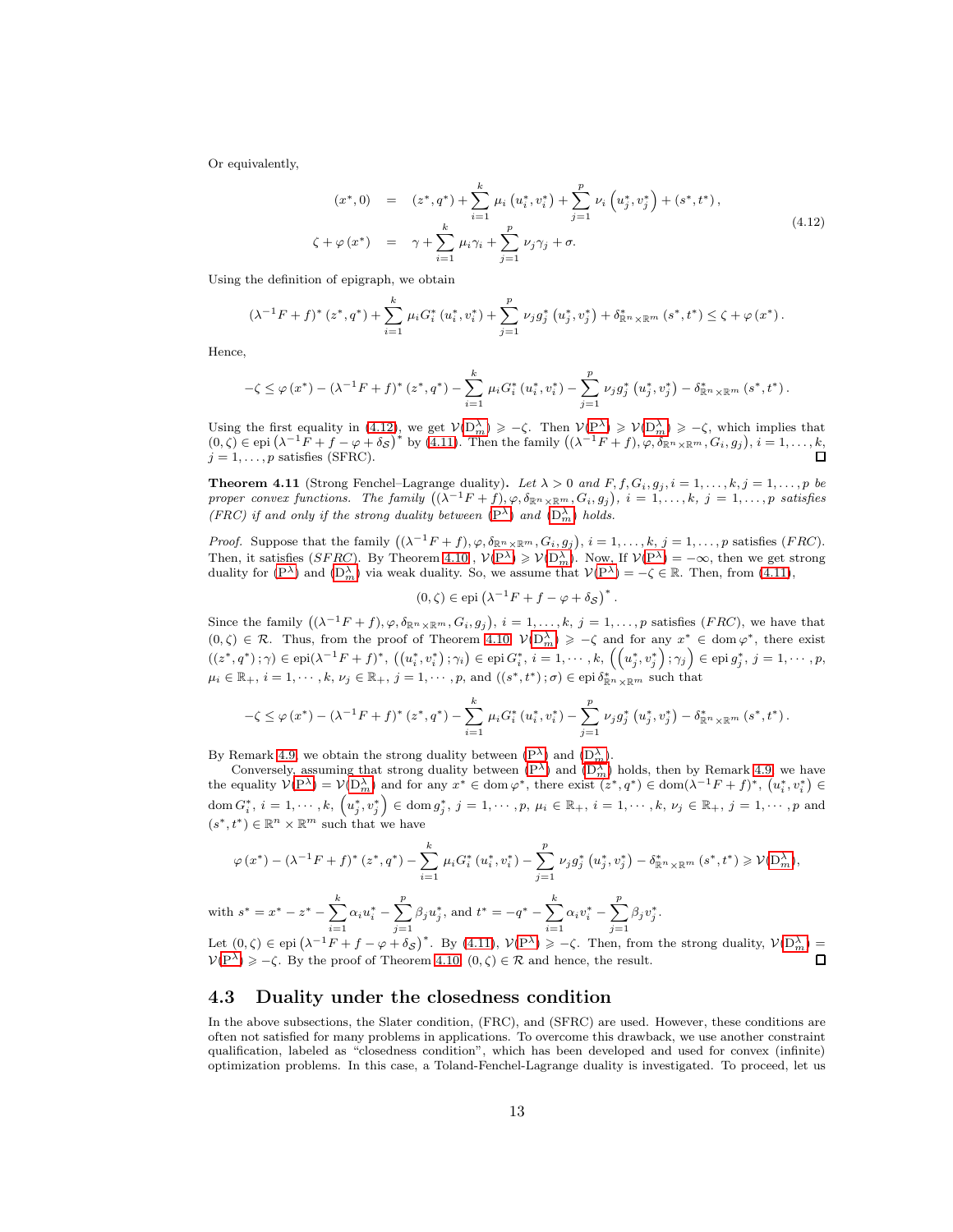Or equivalently,

$$
\begin{aligned}
(x^*,0) &= (z^*,q^*) + \sum_{i=1}^{k} \mu_i \left(u_i^*, v_i^*\right) + \sum_{j=1}^{p} \nu_i \left(u_j^*, v_j^*\right) + (s^*,t^*), \\
\zeta + \varphi\left(x^*\right) &= \gamma + \sum_{i=1}^{k} \mu_i \gamma_i + \sum_{j=1}^{p} \nu_j \gamma_j + \sigma.
\end{aligned}
\tag{4.12}
$$

Using the definition of epigraph, we obtain

$$
\left(\lambda^{-1}F + f\right)^*(z^*,q^*) + \sum_{i=1}^{k} \mu_i G_i^*\left(u_i^*, v_i^*\right) + \sum_{j=1}^{p} \nu_j g_j^*\left(u_j^*, v_j^*\right) + \delta^*_{\mathbb{R}^n\times\mathbb{R}^m}\left(s^*,t^*\right) \le \zeta + \varphi\left(x^*\right).
$$

Hence,

$$
-\zeta \le \varphi\left(x^*\right) - \left(\lambda^{-1}F + f\right)^*(z^*,q^*) - \sum_{i=1}^{k} \mu_i G_i^*\left(u_i^*, v_i^*\right) - \sum_{j=1}^{p} \nu_j g_j^*\left(u_j^*, v_j^*\right) - \delta^*_{\mathbb{R}^n\times\mathbb{R}^m}\left(s^*,t^*\right).
$$

Using the first equality in (4.12), we get $\mathcal{V}(\mathrm{D}_m^\lambda) \geqslant -\zeta$. Then $\mathcal{V}(\mathrm{P}^\lambda) \geqslant \mathcal{V}(\mathrm{D}_m^\lambda) \geqslant -\zeta$, which implies that $(0,\zeta) \in \operatorname{epi}\left(\lambda^{-1}F + f - \varphi + \delta_{\mathcal{S}}\right)^*$ by (4.11). Then the family $\left((\lambda^{-1}F+f), \varphi, \delta_{\mathbb{R}^n\times\mathbb{R}^m}, G_i, g_j\right)$, $i=1,\ldots,k$, $j=1,\ldots,p$ satisfies (SFRC). $\square$

**Theorem 4.11** (Strong Fenchel–Lagrange duality). *Let $\lambda > 0$ and $F, f, G_i, g_j, i=1,\ldots,k, j=1,\ldots,p$ be proper convex functions. The family $\left((\lambda^{-1}F+f), \varphi, \delta_{\mathbb{R}^n\times\mathbb{R}^m}, G_i, g_j\right)$, $i=1,\ldots,k$, $j=1,\ldots,p$ satisfies (FRC) if and only if the strong duality between ($\mathrm{P}^\lambda$) and ($\mathrm{D}_m^\lambda$) holds.*

*Proof.* Suppose that the family $\left((\lambda^{-1}F+f), \varphi, \delta_{\mathbb{R}^n\times\mathbb{R}^m}, G_i, g_j\right)$, $i=1,\ldots,k$, $j=1,\ldots,p$ satisfies $(FRC)$. Then, it satisfies $(SFRC)$. By Theorem 4.10, $\mathcal{V}(\mathrm{P}^\lambda) \geqslant \mathcal{V}(\mathrm{D}_m^\lambda)$. Now, If $\mathcal{V}(\mathrm{P}^\lambda) = -\infty$, then we get strong duality for ($\mathrm{P}^\lambda$) and ($\mathrm{D}_m^\lambda$) via weak duality. So, we assume that $\mathcal{V}(\mathrm{P}^\lambda) = -\zeta \in \mathbb{R}$. Then, from (4.11),

$$
(0,\zeta) \in \operatorname{epi}\left(\lambda^{-1}F + f - \varphi + \delta_{\mathcal{S}}\right)^*.
$$

Since the family $\left((\lambda^{-1}F+f), \varphi, \delta_{\mathbb{R}^n\times\mathbb{R}^m}, G_i, g_j\right)$, $i=1,\ldots,k$, $j=1,\ldots,p$ satisfies $(FRC)$, we have that $(0,\zeta) \in \mathcal{R}$. Thus, from the proof of Theorem 4.10, $\mathcal{V}(\mathrm{D}_m^\lambda) \geqslant -\zeta$ and for any $x^* \in \operatorname{dom}\varphi^*$, there exist $((z^*,q^*);\gamma) \in \operatorname{epi}(\lambda^{-1}F+f)^*$, $\left(\left(u_i^*,v_i^*\right);\gamma_i\right) \in \operatorname{epi} G_i^*$, $i=1,\cdots,k$, $\left(\left(u_j^*,v_j^*\right);\gamma_j\right) \in \operatorname{epi} g_j^*$, $j=1,\cdots,p$, $\mu_i \in \mathbb{R}_+$, $i=1,\cdots,k$, $\nu_j \in \mathbb{R}_+$, $j=1,\cdots,p$, and $((s^*,t^*);\sigma) \in \operatorname{epi}\delta^*_{\mathbb{R}^n\times\mathbb{R}^m}$ such that

$$
-\zeta \le \varphi\left(x^*\right) - \left(\lambda^{-1}F + f\right)^*(z^*,q^*) - \sum_{i=1}^{k} \mu_i G_i^*\left(u_i^*, v_i^*\right) - \sum_{j=1}^{p} \nu_j g_j^*\left(u_j^*, v_j^*\right) - \delta^*_{\mathbb{R}^n\times\mathbb{R}^m}\left(s^*,t^*\right).
$$

By Remark 4.9, we obtain the strong duality between ($\mathrm{P}^\lambda$) and ($\mathrm{D}_m^\lambda$).

Conversely, assuming that strong duality between ($\mathrm{P}^\lambda$) and ($\mathrm{D}_m^\lambda$) holds, then by Remark 4.9, we have the equality $\mathcal{V}(\mathrm{P}^\lambda) = \mathcal{V}(\mathrm{D}_m^\lambda)$ and for any $x^* \in \operatorname{dom}\varphi^*$, there exist $(z^*,q^*) \in \operatorname{dom}(\lambda^{-1}F+f)^*$, $\left(u_i^*,v_i^*\right) \in \operatorname{dom} G_i^*$, $i=1,\cdots,k$, $\left(u_j^*,v_j^*\right) \in \operatorname{dom} g_j^*$, $j=1,\cdots,p$, $\mu_i \in \mathbb{R}_+$, $i=1,\cdots,k$, $\nu_j \in \mathbb{R}_+$, $j=1,\cdots,p$ and $(s^*,t^*) \in \mathbb{R}^n \times \mathbb{R}^m$ such that we have

$$
\varphi\left(x^*\right) - \left(\lambda^{-1}F + f\right)^*(z^*,q^*) - \sum_{i=1}^{k} \mu_i G_i^*\left(u_i^*, v_i^*\right) - \sum_{j=1}^{p} \nu_j g_j^*\left(u_j^*, v_j^*\right) - \delta^*_{\mathbb{R}^n\times\mathbb{R}^m}\left(s^*,t^*\right) \geqslant \mathcal{V}(\mathrm{D}_m^\lambda),
$$

with $s^* = x^* - z^* - \sum_{i=1}^{k} \alpha_i u_i^* - \sum_{j=1}^{p} \beta_j u_j^*$, and $t^* = -q^* - \sum_{i=1}^{k} \alpha_i v_i^* - \sum_{j=1}^{p} \beta_j v_j^*$.

Let $(0,\zeta) \in \operatorname{epi}\left(\lambda^{-1}F + f - \varphi + \delta_{\mathcal{S}}\right)^*$. By (4.11), $\mathcal{V}(\mathrm{P}^\lambda) \geqslant -\zeta$. Then, from the strong duality, $\mathcal{V}(\mathrm{D}_m^\lambda) = \mathcal{V}(\mathrm{P}^\lambda) \geqslant -\zeta$. By the proof of Theorem 4.10, $(0,\zeta) \in \mathcal{R}$ and hence, the result. $\square$

## 4.3 Duality under the closedness condition

In the above subsections, the Slater condition, (FRC), and (SFRC) are used. However, these conditions are often not satisfied for many problems in applications. To overcome this drawback, we use another constraint qualification, labeled as "closedness condition", which has been developed and used for convex (infinite) optimization problems. In this case, a Toland-Fenchel-Lagrange duality is investigated. To proceed, let us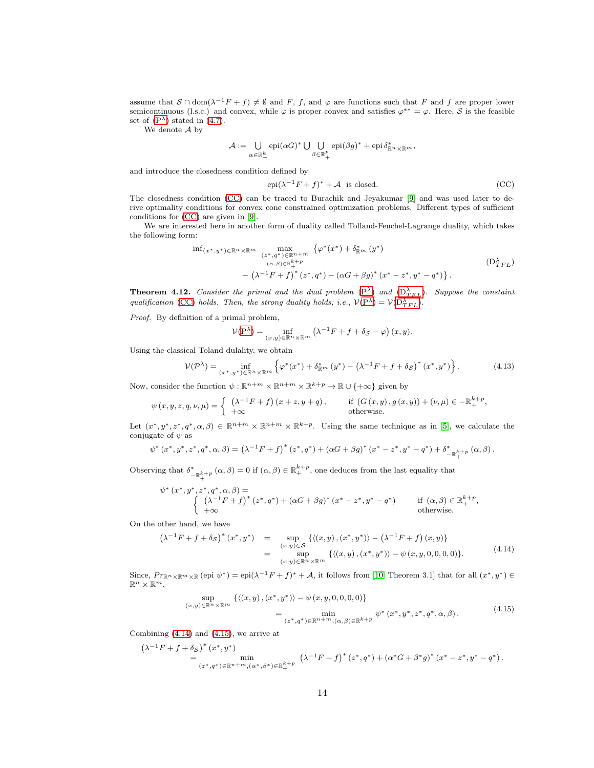assume that $\mathcal{S} \cap \operatorname{dom}(\lambda^{-1}F + f) \neq \emptyset$ and $F$, $f$, and $\varphi$ are functions such that $F$ and $f$ are proper lower semicontinuous (l.s.c.) and convex, while $\varphi$ is proper convex and satisfies $\varphi^{**} = \varphi$. Here, $\mathcal{S}$ is the feasible set of ($\mathrm{P}^\lambda$) stated in (4.7).

We denote $\mathcal{A}$ by

$$\mathcal{A} := \bigcup_{\alpha \in \mathbb{R}^k_+} \operatorname{epi}(\alpha G)^* \cup \bigcup_{\beta \in \mathbb{R}^p_+} \operatorname{epi}(\beta g)^* + \operatorname{epi} \delta^*_{\mathbb{R}^n \times \mathbb{R}^m},$$

and introduce the closedness condition defined by

$$\operatorname{epi}(\lambda^{-1}F + f)^* + \mathcal{A} \ \text{ is closed.} \tag{CC}$$

The closedness condition (CC) can be traced to Burachik and Jeyakumar [9] and was used later to derive optimality conditions for convex cone constrained optimization problems. Different types of sufficient conditions for (CC) are given in [9].

We are interested here in another form of duality called Tolland-Fenchel-Lagrange duality, which takes the following form:

$$\begin{aligned} \inf_{(x^*,y^*) \in \mathbb{R}^n \times \mathbb{R}^m} \ \max_{\substack{(z^*,q^*) \in \mathbb{R}^{n+m} \\ (\alpha,\beta) \in \mathbb{R}^{k+p}_+}} &\left\{ \varphi^*(x^*) + \delta^*_{\mathbb{R}^m}(y^*) \right. \\ &\left. - \left(\lambda^{-1}F + f\right)^*(z^*, q^*) - (\alpha G + \beta g)^*(x^* - z^*, y^* - q^*) \right\}. \end{aligned} \tag{$\mathrm{D}^\lambda_{TFL}$}$$

**Theorem 4.12.** *Consider the primal and the dual problem* ($\mathrm{P}^\lambda$) *and* ($\mathrm{D}^\lambda_{TFL}$). *Suppose the constaint qualification* (CC) *holds. Then, the strong duality holds; i.e.,* $\mathcal{V}(\mathrm{P}^\lambda) = \mathcal{V}(\mathrm{D}^\lambda_{TFL})$.

*Proof.* By definition of a primal problem,

$$\mathcal{V}(\mathrm{P}^\lambda) = \inf_{(x,y) \in \mathbb{R}^n \times \mathbb{R}^m} \left(\lambda^{-1}F + f + \delta_{\mathcal{S}} - \varphi\right)(x,y).$$

Using the classical Toland dualilty, we obtain

$$\mathcal{V}(\mathcal{P}^\lambda) = \inf_{(x^*,y^*) \in \mathbb{R}^n \times \mathbb{R}^m} \left\{ \varphi^*(x^*) + \delta^*_{\mathbb{R}^m}(y^*) - \left(\lambda^{-1}F + f + \delta_{\mathcal{S}}\right)^*(x^*, y^*) \right\}. \tag{4.13}$$

Now, consider the function $\psi : \mathbb{R}^{n+m} \times \mathbb{R}^{n+m} \times \mathbb{R}^{k+p} \to \mathbb{R} \cup \{+\infty\}$ given by

$$\psi(x, y, z, q, \nu, \mu) = \begin{cases} \left(\lambda^{-1}F + f\right)(x + z, y + q), & \text{if } (G(x,y), g(x,y)) + (\nu, \mu) \in -\mathbb{R}^{k+p}_+, \\ +\infty & \text{otherwise.} \end{cases}$$

Let $(x^*, y^*, z^*, q^*, \alpha, \beta) \in \mathbb{R}^{n+m} \times \mathbb{R}^{n+m} \times \mathbb{R}^{k+p}$. Using the same technique as in [5], we calculate the conjugate of $\psi$ as

$$\psi^*(x^*, y^*, z^*, q^*, \alpha, \beta) = \left(\lambda^{-1}F + f\right)^*(z^*, q^*) + (\alpha G + \beta g)^*(x^* - z^*, y^* - q^*) + \delta^*_{-\mathbb{R}^{k+p}_+}(\alpha, \beta).$$

Observing that $\delta^*_{-\mathbb{R}^{k+p}_+}(\alpha,\beta) = 0$ if $(\alpha, \beta) \in \mathbb{R}^{k+p}_+$, one deduces from the last equality that

$$\psi^*(x^*, y^*, z^*, q^*, \alpha, \beta) = \begin{cases} \left(\lambda^{-1}F + f\right)^*(z^*, q^*) + (\alpha G + \beta g)^*(x^* - z^*, y^* - q^*) & \text{if } (\alpha, \beta) \in \mathbb{R}^{k+p}_+, \\ +\infty & \text{otherwise.} \end{cases}$$

On the other hand, we have

$$\begin{aligned} \left(\lambda^{-1}F + f + \delta_{\mathcal{S}}\right)^*(x^*, y^*) &= \sup_{(x,y) \in \mathcal{S}} \{\langle (x,y), (x^*, y^*) \rangle - \left(\lambda^{-1}F + f\right)(x,y)\} \\ &= \sup_{(x,y) \in \mathbb{R}^n \times \mathbb{R}^m} \{\langle (x,y), (x^*, y^*) \rangle - \psi(x, y, 0, 0, 0, 0)\}. \end{aligned} \tag{4.14}$$

Since, $Pr_{\mathbb{R}^n \times \mathbb{R}^m \times \mathbb{R}}(\operatorname{epi} \psi^*) = \operatorname{epi}(\lambda^{-1}F + f)^* + \mathcal{A}$, it follows from [10, Theorem 3.1] that for all $(x^*, y^*) \in \mathbb{R}^n \times \mathbb{R}^m$,

$$\begin{aligned} \sup_{(x,y) \in \mathbb{R}^n \times \mathbb{R}^m} &\{\langle (x,y), (x^*, y^*) \rangle - \psi(x, y, 0, 0, 0, 0)\} \\ &= \min_{(z^*,q^*) \in \mathbb{R}^{n+m}, (\alpha,\beta) \in \mathbb{R}^{k+p}} \psi^*(x^*, y^*, z^*, q^*, \alpha, \beta). \end{aligned} \tag{4.15}$$

Combining (4.14) and (4.15), we arrive at

$$\begin{aligned} &\left(\lambda^{-1}F + f + \delta_{\mathcal{S}}\right)^*(x^*, y^*) \\ &\quad = \min_{(z^*,q^*) \in \mathbb{R}^{n+m}, (\alpha^*,\beta^*) \in \mathbb{R}^{k+p}_+} \left(\lambda^{-1}F + f\right)^*(z^*, q^*) + (\alpha^* G + \beta^* g)^*(x^* - z^*, y^* - q^*). \end{aligned}$$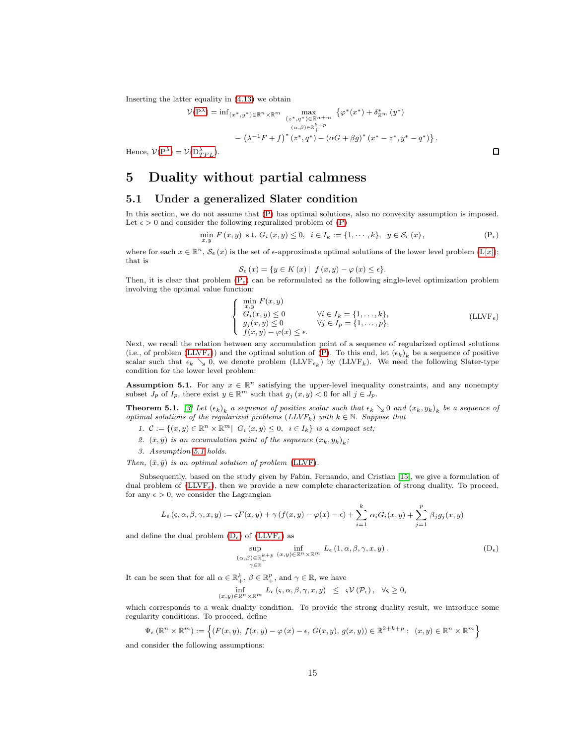Inserting the latter equality in (4.13) we obtain

$$\mathcal{V}(\mathrm{P}^{\lambda}) = \inf_{(x^*,y^*)\in\mathbb{R}^n\times\mathbb{R}^m} \max_{\substack{(z^*,q^*)\in\mathbb{R}^{n+m}\\(\alpha,\beta)\in\mathbb{R}_+^{k+p}}} \left\{\varphi^*(x^*) + \delta^*_{\mathbb{R}^m}(y^*) \right.$$
$$\left. - \left(\lambda^{-1}F + f\right)^*(z^*, q^*) - (\alpha G + \beta g)^*(x^* - z^*, y^* - q^*)\right\}.$$

Hence, $\mathcal{V}(\mathrm{P}^{\lambda}) = \mathcal{V}(\mathrm{D}^{\lambda}_{TFL})$. ◻

# 5 Duality without partial calmness

## 5.1 Under a generalized Slater condition

In this section, we do not assume that (P) has optimal solutions, also no convexity assumption is imposed. Let $\epsilon > 0$ and consider the following regularized problem of (P)

$$\min_{x,y} F(x,y) \text{ s.t. } G_i(x,y) \le 0, \quad i \in I_k := \{1, \cdots, k\}, \quad y \in \mathcal{S}_\epsilon(x), \tag{$\mathrm{P}_\epsilon$}$$

where for each $x \in \mathbb{R}^n$, $\mathcal{S}_\epsilon(x)$ is the set of $\epsilon$-approximate optimal solutions of the lower level problem (L[$x$]); that is

$$\mathcal{S}_\epsilon(x) = \{y \in K(x) \mid f(x,y) - \varphi(x) \le \epsilon\}.$$

Then, it is clear that problem ($\mathrm{P}_\epsilon$) can be reformulated as the following single-level optimization problem involving the optimal value function:

$$\left\{\begin{array}{ll} \min\limits_{x,y} F(x,y) & \\ G_i(x,y) \le 0 & \forall i \in I_k = \{1,\ldots,k\}, \\ g_j(x,y) \le 0 & \forall j \in I_p = \{1,\ldots,p\}, \\ f(x,y) - \varphi(x) \le \epsilon. & \end{array}\right. \tag{$\mathrm{LLVF}_\epsilon$}$$

Next, we recall the relation between any accumulation point of a sequence of regularized optimal solutions (i.e., of problem ($\mathrm{LLVF}_\epsilon$)) and the optimal solution of (P). To this end, let $(\epsilon_k)_k$ be a sequence of positive scalar such that $\epsilon_k \searrow 0$, we denote problem ($\mathrm{LLVF}_{\epsilon_k}$) by ($\mathrm{LLVF}_k$). We need the following Slater-type condition for the lower level problem:

**Assumption 5.1.** For any $x \in \mathbb{R}^n$ satisfying the upper-level inequality constraints, and any nonempty subset $J_p$ of $I_p$, there exist $y \in \mathbb{R}^m$ such that $g_j(x,y) < 0$ for all $j \in J_p$.

**Theorem 5.1.** *[3] Let $(\epsilon_k)_k$ a sequence of positive scalar such that $\epsilon_k \searrow 0$ and $(x_k, y_k)_k$ be a sequence of optimal solutions of the regularized problems ($LLVF_k$) with $k \in \mathbb{N}$. Suppose that*

1. *$\mathcal{C} := \{(x,y) \in \mathbb{R}^n \times \mathbb{R}^m \mid G_i(x,y) \le 0, \ i \in I_k\}$ is a compact set;*
2. *$(\bar{x}, \bar{y})$ is an accumulation point of the sequence $(x_k, y_k)_k$;*
3. *Assumption 5.1 holds.*

*Then, $(\bar{x}, \bar{y})$ is an optimal solution of problem (LLVF).*

Subsequently, based on the study given by Fabin, Fernando, and Cristian [15], we give a formulation of dual problem of ($\mathrm{LLVF}_\epsilon$), then we provide a new complete characterization of strong duality. To proceed, for any $\epsilon > 0$, we consider the Lagrangian

$$L_\epsilon(\varsigma, \alpha, \beta, \gamma, x, y) := \varsigma F(x,y) + \gamma\left(f(x,y) - \varphi(x) - \epsilon\right) + \sum_{i=1}^{k} \alpha_i G_i(x,y) + \sum_{j=1}^{p} \beta_j g_j(x,y)$$

and define the dual problem ($\mathrm{D}_\epsilon$) of ($\mathrm{LLVF}_\epsilon$) as

$$\sup_{\substack{(\alpha,\beta)\in\mathbb{R}_+^{k+p}\\ \gamma\in\mathbb{R}}} \ \inf_{(x,y)\in\mathbb{R}^n\times\mathbb{R}^m} L_\epsilon(1, \alpha, \beta, \gamma, x, y). \tag{$\mathrm{D}_\epsilon$}$$

It can be seen that for all $\alpha \in \mathbb{R}^k_+$, $\beta \in \mathbb{R}^p_+$, and $\gamma \in \mathbb{R}$, we have

$$\inf_{(x,y)\in\mathbb{R}^n\times\mathbb{R}^m} L_\epsilon(\varsigma, \alpha, \beta, \gamma, x, y) \ \le \ \varsigma \mathcal{V}(\mathcal{P}_\epsilon), \quad \forall \varsigma \ge 0,$$

which corresponds to a weak duality condition. To provide the strong duality result, we introduce some regularity conditions. To proceed, define

$$\Psi_\epsilon(\mathbb{R}^n \times \mathbb{R}^m) := \left\{(F(x,y),\, f(x,y) - \varphi(x) - \epsilon,\, G(x,y),\, g(x,y)) \in \mathbb{R}^{2+k+p} : \ (x,y) \in \mathbb{R}^n \times \mathbb{R}^m\right\}$$

and consider the following assumptions: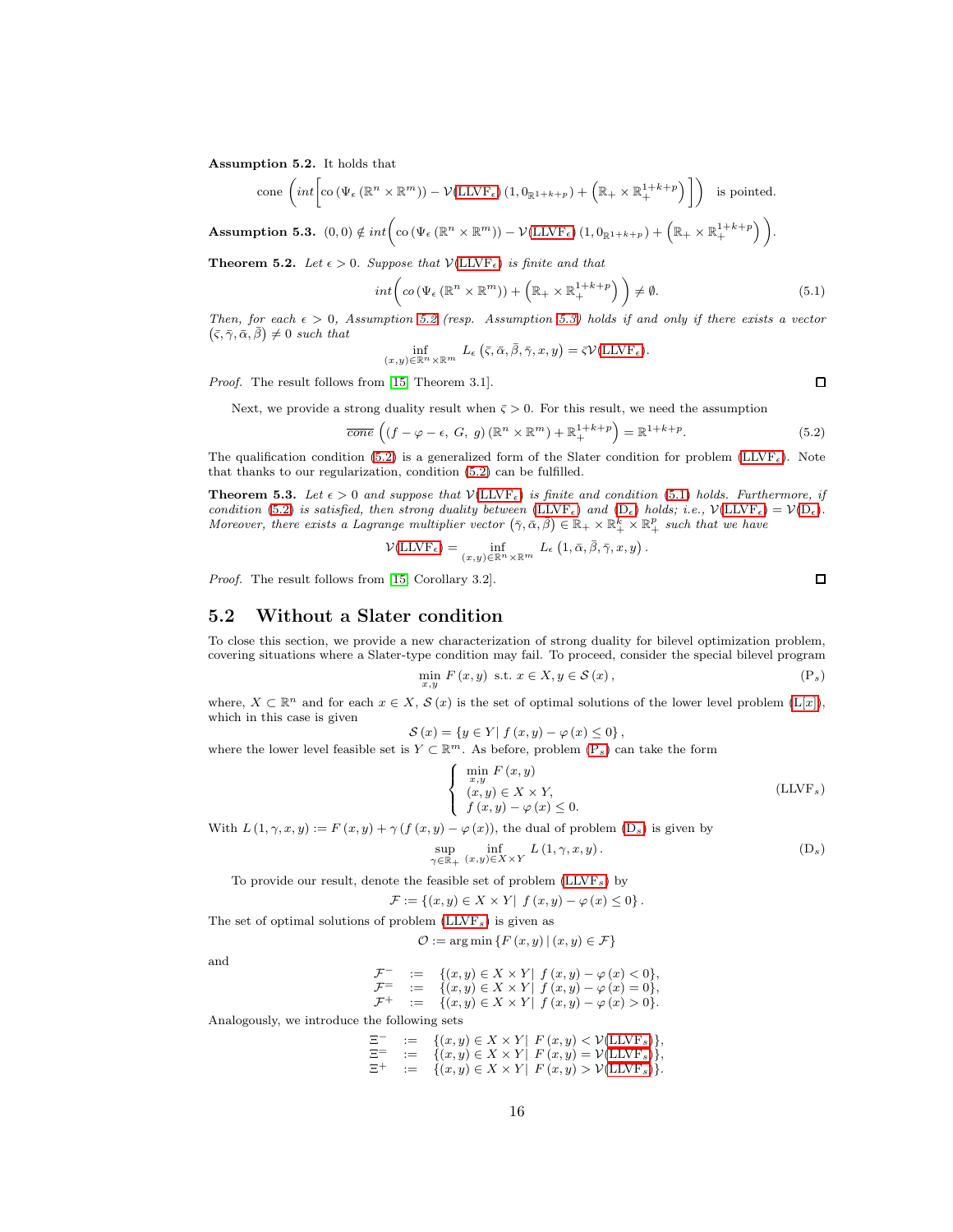**Assumption 5.2.** It holds that

$$\text{cone}\left(\mathit{int}\Big[\text{co}\left(\Psi_\epsilon\left(\mathbb{R}^n\times\mathbb{R}^m\right)\right)-\mathcal{V}(\text{LLVF}_\epsilon)\left(1,0_{\mathbb{R}^{1+k+p}}\right)+\left(\mathbb{R}_+\times\mathbb{R}_+^{1+k+p}\right)\Big]\right)\quad\text{is pointed.}$$

**Assumption 5.3.** $(0,0)\notin \mathit{int}\Big(\text{co}\left(\Psi_\epsilon\left(\mathbb{R}^n\times\mathbb{R}^m\right)\right)-\mathcal{V}(\text{LLVF}_\epsilon)\left(1,0_{\mathbb{R}^{1+k+p}}\right)+\left(\mathbb{R}_+\times\mathbb{R}_+^{1+k+p}\right)\Big)$.

**Theorem 5.2.** *Let $\epsilon>0$. Suppose that $\mathcal{V}(\text{LLVF}_\epsilon)$ is finite and that*

$$\mathit{int}\Big(\mathit{co}\left(\Psi_\epsilon\left(\mathbb{R}^n\times\mathbb{R}^m\right)\right)+\left(\mathbb{R}_+\times\mathbb{R}_+^{1+k+p}\right)\Big)\neq\emptyset. \tag{5.1}$$

*Then, for each $\epsilon>0$, Assumption 5.2 (resp. Assumption 5.3) holds if and only if there exists a vector $(\bar\varsigma,\bar\gamma,\bar\alpha,\bar\beta)\neq 0$ such that*

$$\inf_{(x,y)\in\mathbb{R}^n\times\mathbb{R}^m} L_\epsilon\left(\bar\varsigma,\bar\alpha,\bar\beta,\bar\gamma,x,y\right)=\bar\varsigma\mathcal{V}(\text{LLVF}_\epsilon).$$

*Proof.* The result follows from [15, Theorem 3.1]. □

Next, we provide a strong duality result when $\bar\varsigma>0$. For this result, we need the assumption

$$\overline{\mathit{cone}}\left(\left(f-\varphi-\epsilon,\ G,\ g\right)\left(\mathbb{R}^n\times\mathbb{R}^m\right)+\mathbb{R}_+^{1+k+p}\right)=\mathbb{R}^{1+k+p}. \tag{5.2}$$

The qualification condition (5.2) is a generalized form of the Slater condition for problem (LLVF$_\epsilon$). Note that thanks to our regularization, condition (5.2) can be fulfilled.

**Theorem 5.3.** *Let $\epsilon>0$ and suppose that $\mathcal{V}(\text{LLVF}_\epsilon)$ is finite and condition (5.1) holds. Furthermore, if condition (5.2) is satisfied, then strong duality between (LLVF$_\epsilon$) and (D$_\epsilon$) holds; i.e., $\mathcal{V}(\text{LLVF}_\epsilon)=\mathcal{V}(\text{D}_\epsilon)$. Moreover, there exists a Lagrange multiplier vector $(\bar\gamma,\bar\alpha,\bar\beta)\in\mathbb{R}_+\times\mathbb{R}_+^k\times\mathbb{R}_+^p$ such that we have*

$$\mathcal{V}(\text{LLVF}_\epsilon)=\inf_{(x,y)\in\mathbb{R}^n\times\mathbb{R}^m} L_\epsilon\left(1,\bar\alpha,\bar\beta,\bar\gamma,x,y\right).$$

*Proof.* The result follows from [15, Corollary 3.2]. □

## 5.2 Without a Slater condition

To close this section, we provide a new characterization of strong duality for bilevel optimization problem, covering situations where a Slater-type condition may fail. To proceed, consider the special bilevel program

$$\min_{x,y} F(x,y)\ \text{ s.t. } x\in X, y\in\mathcal{S}(x), \tag{P$_s$}$$

where, $X\subset\mathbb{R}^n$ and for each $x\in X$, $\mathcal{S}(x)$ is the set of optimal solutions of the lower level problem (L[x]), which in this case is given

$$\mathcal{S}(x)=\{y\in Y|\ f(x,y)-\varphi(x)\leq 0\},$$

where the lower level feasible set is $Y\subset\mathbb{R}^m$. As before, problem (P$_s$) can take the form

$$\begin{cases}\min\limits_{x,y} F(x,y)\\ (x,y)\in X\times Y,\\ f(x,y)-\varphi(x)\leq 0.\end{cases} \tag{LLVF$_s$}$$

With $L(1,\gamma,x,y):=F(x,y)+\gamma\left(f(x,y)-\varphi(x)\right)$, the dual of problem (D$_s$) is given by

$$\sup_{\gamma\in\mathbb{R}_+}\ \inf_{(x,y)\in X\times Y} L(1,\gamma,x,y). \tag{D$_s$}$$

To provide our result, denote the feasible set of problem (LLVF$_s$) by

$$\mathcal{F}:=\{(x,y)\in X\times Y|\ f(x,y)-\varphi(x)\leq 0\}.$$

The set of optimal solutions of problem (LLVF$_s$) is given as

$$\mathcal{O}:=\arg\min\{F(x,y)\,|\,(x,y)\in\mathcal{F}\}$$

and

$$\begin{aligned}\mathcal{F}^- &:= \{(x,y)\in X\times Y|\ f(x,y)-\varphi(x)<0\},\\ \mathcal{F}^= &:= \{(x,y)\in X\times Y|\ f(x,y)-\varphi(x)=0\},\\ \mathcal{F}^+ &:= \{(x,y)\in X\times Y|\ f(x,y)-\varphi(x)>0\}.\end{aligned}$$

Analogously, we introduce the following sets

$$\begin{aligned}\Xi^- &:= \{(x,y)\in X\times Y|\ F(x,y)<\mathcal{V}(\text{LLVF}_s)\},\\ \Xi^= &:= \{(x,y)\in X\times Y|\ F(x,y)=\mathcal{V}(\text{LLVF}_s)\},\\ \Xi^+ &:= \{(x,y)\in X\times Y|\ F(x,y)>\mathcal{V}(\text{LLVF}_s)\}.\end{aligned}$$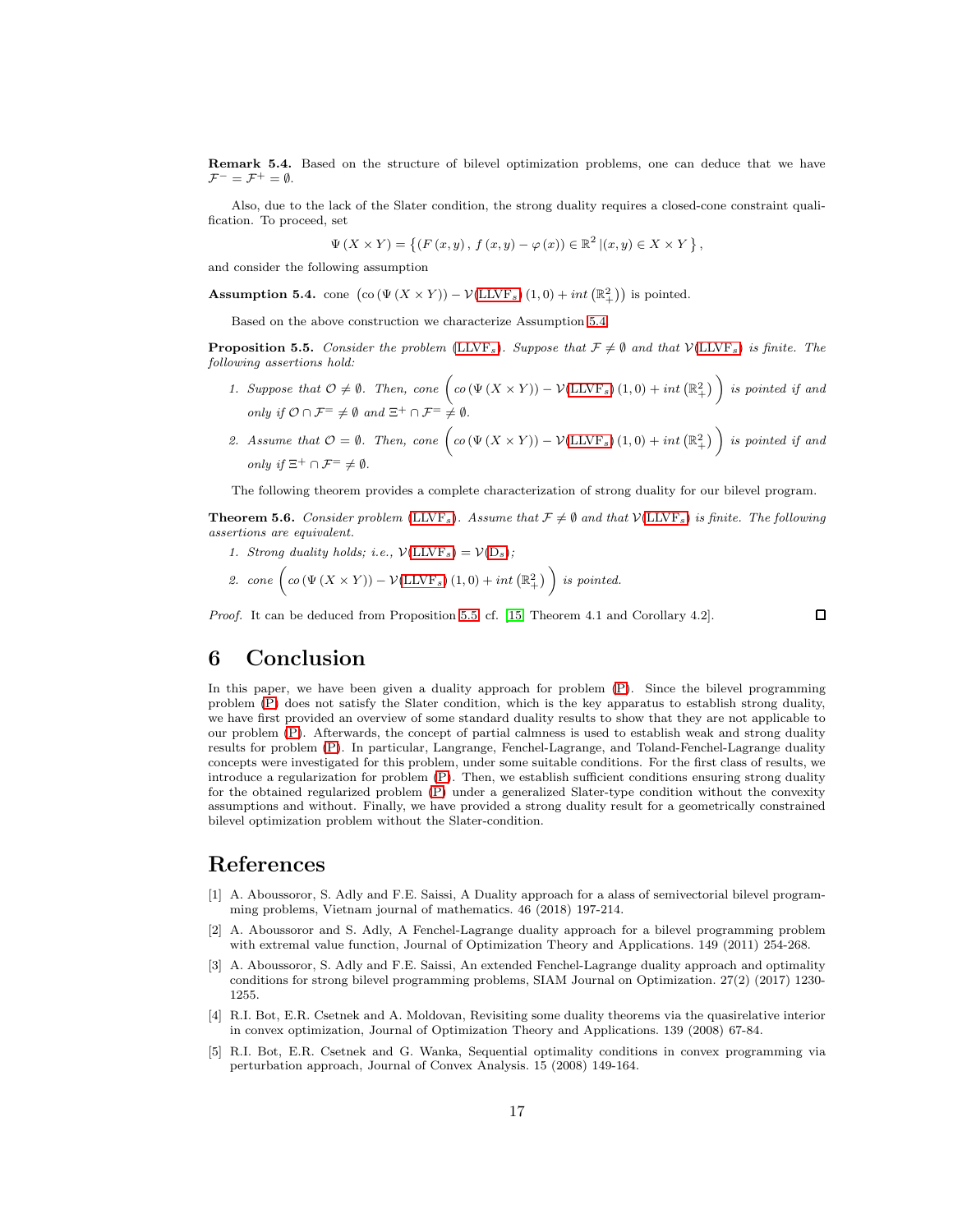**Remark 5.4.** Based on the structure of bilevel optimization problems, one can deduce that we have $\mathcal{F}^- = \mathcal{F}^+ = \emptyset$.

Also, due to the lack of the Slater condition, the strong duality requires a closed-cone constraint qualification. To proceed, set

$$\Psi(X \times Y) = \left\{ (F(x,y), f(x,y) - \varphi(x)) \in \mathbb{R}^2 \,|(x,y) \in X \times Y \right\},$$

and consider the following assumption

**Assumption 5.4.** cone $\left(\text{co}(\Psi(X \times Y)) - \mathcal{V}(\text{LLVF}_s)(1,0) + int\left(\mathbb{R}^2_+\right)\right)$ is pointed.

Based on the above construction we characterize Assumption 5.4.

**Proposition 5.5.** *Consider the problem (LLVF$_s$). Suppose that $\mathcal{F} \neq \emptyset$ and that $\mathcal{V}$(LLVF$_s$) is finite. The following assertions hold:*

1. *Suppose that $\mathcal{O} \neq \emptyset$. Then, cone $\left( co(\Psi(X \times Y)) - \mathcal{V}(\text{LLVF}_s)(1,0) + int\left(\mathbb{R}^2_+\right) \right)$ is pointed if and only if $\mathcal{O} \cap \mathcal{F}^= \neq \emptyset$ and $\Xi^+ \cap \mathcal{F}^= \neq \emptyset$.*
2. *Assume that $\mathcal{O} = \emptyset$. Then, cone $\left( co(\Psi(X \times Y)) - \mathcal{V}(\text{LLVF}_s)(1,0) + int\left(\mathbb{R}^2_+\right) \right)$ is pointed if and only if $\Xi^+ \cap \mathcal{F}^= \neq \emptyset$.*

The following theorem provides a complete characterization of strong duality for our bilevel program.

**Theorem 5.6.** *Consider problem (LLVF$_s$). Assume that $\mathcal{F} \neq \emptyset$ and that $\mathcal{V}$(LLVF$_s$) is finite. The following assertions are equivalent.*

1. *Strong duality holds; i.e., $\mathcal{V}(\text{LLVF}_s) = \mathcal{V}(\text{D}_s)$;*
2. *cone $\left( co(\Psi(X \times Y)) - \mathcal{V}(\text{LLVF}_s)(1,0) + int\left(\mathbb{R}^2_+\right) \right)$ is pointed.*

*Proof.* It can be deduced from Proposition 5.5 cf. [15, Theorem 4.1 and Corollary 4.2]. ☐

# 6 Conclusion

In this paper, we have been given a duality approach for problem (P). Since the bilevel programming problem (P) does not satisfy the Slater condition, which is the key apparatus to establish strong duality, we have first provided an overview of some standard duality results to show that they are not applicable to our problem (P). Afterwards, the concept of partial calmness is used to establish weak and strong duality results for problem (P). In particular, Langrange, Fenchel-Lagrange, and Toland-Fenchel-Lagrange duality concepts were investigated for this problem, under some suitable conditions. For the first class of results, we introduce a regularization for problem (P). Then, we establish sufficient conditions ensuring strong duality for the obtained regularized problem (P) under a generalized Slater-type condition without the convexity assumptions and without. Finally, we have provided a strong duality result for a geometrically constrained bilevel optimization problem without the Slater-condition.

# References

[1] A. Aboussoror, S. Adly and F.E. Saissi, A Duality approach for a alass of semivectorial bilevel programming problems, Vietnam journal of mathematics. 46 (2018) 197-214.

[2] A. Aboussoror and S. Adly, A Fenchel-Lagrange duality approach for a bilevel programming problem with extremal value function, Journal of Optimization Theory and Applications. 149 (2011) 254-268.

[3] A. Aboussoror, S. Adly and F.E. Saissi, An extended Fenchel-Lagrange duality approach and optimality conditions for strong bilevel programming problems, SIAM Journal on Optimization. 27(2) (2017) 1230-1255.

[4] R.I. Bot, E.R. Csetnek and A. Moldovan, Revisiting some duality theorems via the quasirelative interior in convex optimization, Journal of Optimization Theory and Applications. 139 (2008) 67-84.

[5] R.I. Bot, E.R. Csetnek and G. Wanka, Sequential optimality conditions in convex programming via perturbation approach, Journal of Convex Analysis. 15 (2008) 149-164.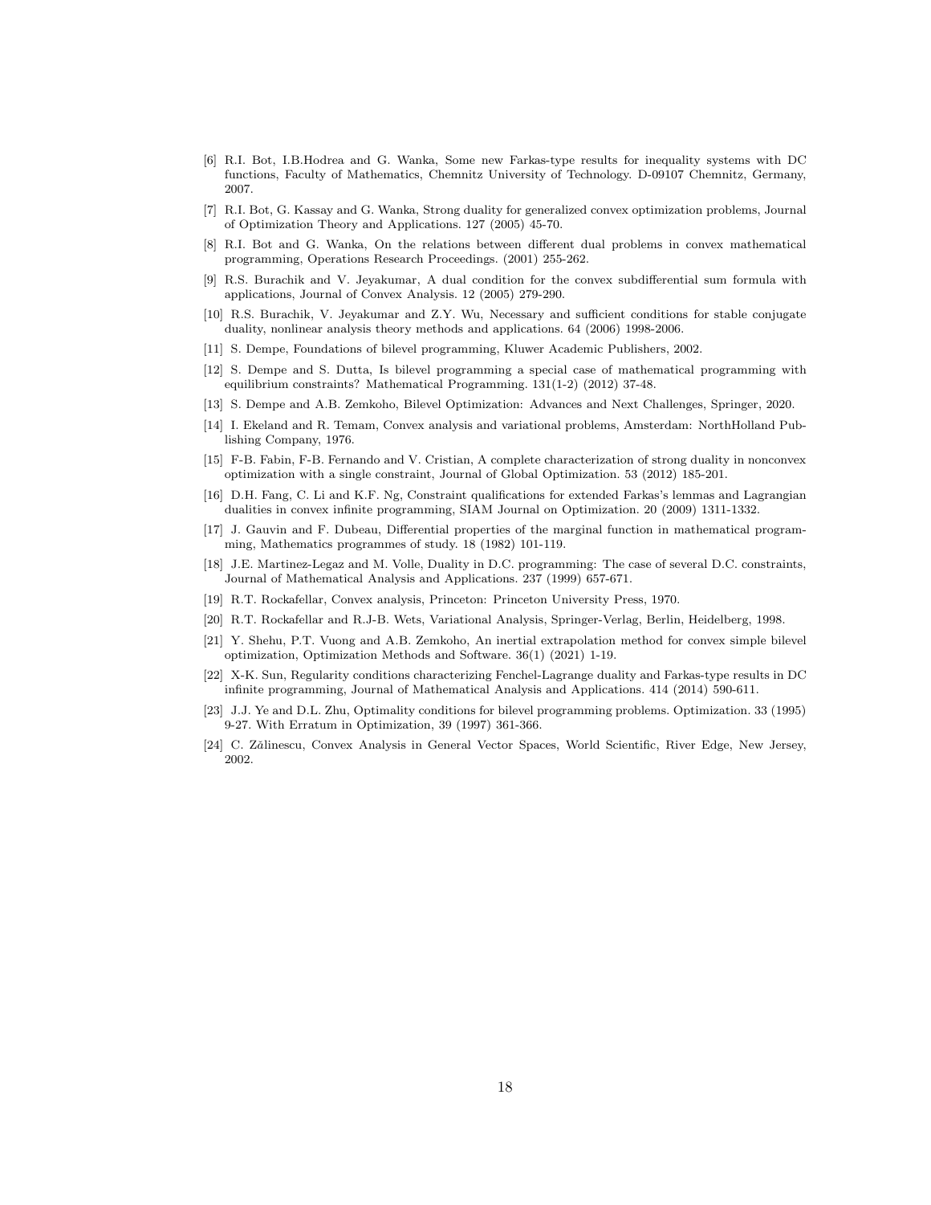[6] R.I. Bot, I.B.Hodrea and G. Wanka, Some new Farkas-type results for inequality systems with DC functions, Faculty of Mathematics, Chemnitz University of Technology. D-09107 Chemnitz, Germany, 2007.

[7] R.I. Bot, G. Kassay and G. Wanka, Strong duality for generalized convex optimization problems, Journal of Optimization Theory and Applications. 127 (2005) 45-70.

[8] R.I. Bot and G. Wanka, On the relations between different dual problems in convex mathematical programming, Operations Research Proceedings. (2001) 255-262.

[9] R.S. Burachik and V. Jeyakumar, A dual condition for the convex subdifferential sum formula with applications, Journal of Convex Analysis. 12 (2005) 279-290.

[10] R.S. Burachik, V. Jeyakumar and Z.Y. Wu, Necessary and sufficient conditions for stable conjugate duality, nonlinear analysis theory methods and applications. 64 (2006) 1998-2006.

[11] S. Dempe, Foundations of bilevel programming, Kluwer Academic Publishers, 2002.

[12] S. Dempe and S. Dutta, Is bilevel programming a special case of mathematical programming with equilibrium constraints? Mathematical Programming. 131(1-2) (2012) 37-48.

[13] S. Dempe and A.B. Zemkoho, Bilevel Optimization: Advances and Next Challenges, Springer, 2020.

[14] I. Ekeland and R. Temam, Convex analysis and variational problems, Amsterdam: NorthHolland Publishing Company, 1976.

[15] F-B. Fabin, F-B. Fernando and V. Cristian, A complete characterization of strong duality in nonconvex optimization with a single constraint, Journal of Global Optimization. 53 (2012) 185-201.

[16] D.H. Fang, C. Li and K.F. Ng, Constraint qualifications for extended Farkas's lemmas and Lagrangian dualities in convex infinite programming, SIAM Journal on Optimization. 20 (2009) 1311-1332.

[17] J. Gauvin and F. Dubeau, Differential properties of the marginal function in mathematical programming, Mathematics programmes of study. 18 (1982) 101-119.

[18] J.E. Martinez-Legaz and M. Volle, Duality in D.C. programming: The case of several D.C. constraints, Journal of Mathematical Analysis and Applications. 237 (1999) 657-671.

[19] R.T. Rockafellar, Convex analysis, Princeton: Princeton University Press, 1970.

[20] R.T. Rockafellar and R.J-B. Wets, Variational Analysis, Springer-Verlag, Berlin, Heidelberg, 1998.

[21] Y. Shehu, P.T. Vuong and A.B. Zemkoho, An inertial extrapolation method for convex simple bilevel optimization, Optimization Methods and Software. 36(1) (2021) 1-19.

[22] X-K. Sun, Regularity conditions characterizing Fenchel-Lagrange duality and Farkas-type results in DC infinite programming, Journal of Mathematical Analysis and Applications. 414 (2014) 590-611.

[23] J.J. Ye and D.L. Zhu, Optimality conditions for bilevel programming problems. Optimization. 33 (1995) 9-27. With Erratum in Optimization, 39 (1997) 361-366.

[24] C. Zălinescu, Convex Analysis in General Vector Spaces, World Scientific, River Edge, New Jersey, 2002.